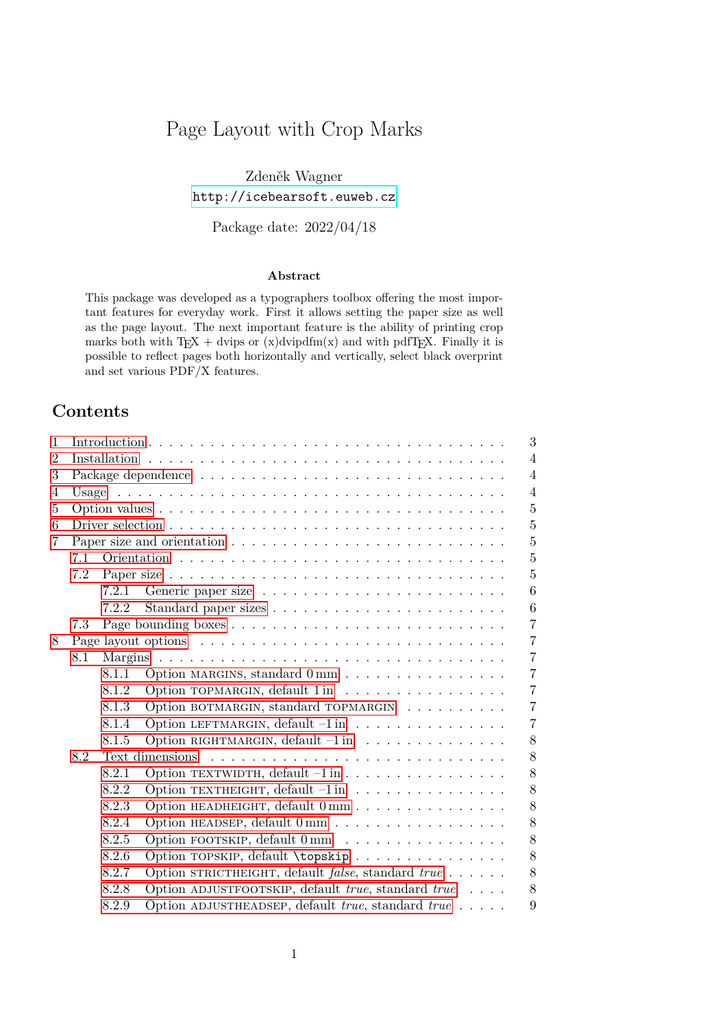# Page Layout with Crop Marks

Zdeněk Wagner
http://icebearsoft.euweb.cz

Package date: 2022/04/18

**Abstract**

This package was developed as a typographers toolbox offering the most important features for everyday work. First it allows setting the paper size as well as the page layout. The next important feature is the ability of printing crop marks both with TEX + dvips or (x)dvipdfm(x) and with pdfTEX. Finally it is possible to reflect pages both horizontally and vertically, select black overprint and set various PDF/X features.

## Contents

- 1 Introduction . . . 3
- 2 Installation . . . 4
- 3 Package dependence . . . 4
- 4 Usage . . . 4
- 5 Option values . . . 5
- 6 Driver selection . . . 5
- 7 Paper size and orientation . . . 5
  - 7.1 Orientation . . . 5
  - 7.2 Paper size . . . 5
    - 7.2.1 Generic paper size . . . 6
    - 7.2.2 Standard paper sizes . . . 6
  - 7.3 Page bounding boxes . . . 7
- 8 Page layout options . . . 7
  - 8.1 Margins . . . 7
    - 8.1.1 Option MARGINS, standard 0 mm . . . 7
    - 8.1.2 Option TOPMARGIN, default 1 in . . . 7
    - 8.1.3 Option BOTMARGIN, standard TOPMARGIN . . . 7
    - 8.1.4 Option LEFTMARGIN, default −1 in . . . 7
    - 8.1.5 Option RIGHTMARGIN, default −1 in . . . 8
  - 8.2 Text dimensions . . . 8
    - 8.2.1 Option TEXTWIDTH, default −1 in . . . 8
    - 8.2.2 Option TEXTHEIGHT, default −1 in . . . 8
    - 8.2.3 Option HEADHEIGHT, default 0 mm . . . 8
    - 8.2.4 Option HEADSEP, default 0 mm . . . 8
    - 8.2.5 Option FOOTSKIP, default 0 mm . . . 8
    - 8.2.6 Option TOPSKIP, default `\topskip` . . . 8
    - 8.2.7 Option STRICTHEIGHT, default *false*, standard *true* . . . 8
    - 8.2.8 Option ADJUSTFOOTSKIP, default *true*, standard *true* . . . 8
    - 8.2.9 Option ADJUSTHEADSEP, default *true*, standard *true* . . . 9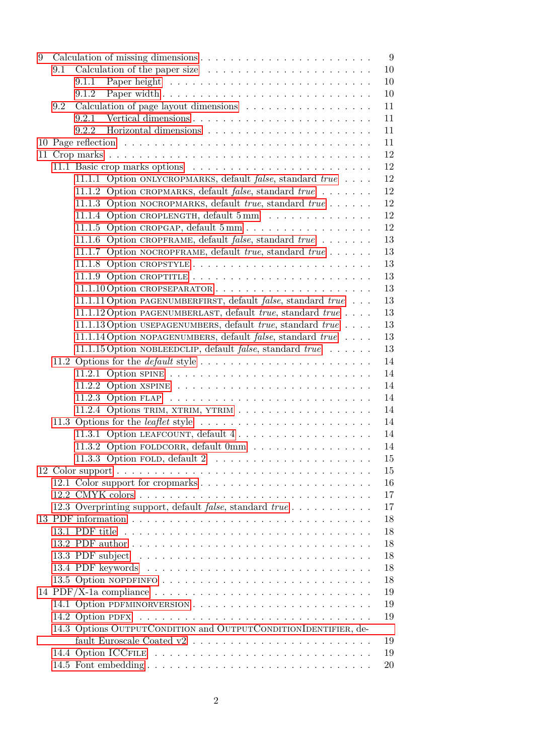- 9 Calculation of missing dimensions . . . 9
  - 9.1 Calculation of the paper size . . . 10
    - 9.1.1 Paper height . . . 10
    - 9.1.2 Paper width . . . 10
  - 9.2 Calculation of page layout dimensions . . . 11
    - 9.2.1 Vertical dimensions . . . 11
    - 9.2.2 Horizontal dimensions . . . 11
- 10 Page reflection . . . 11
- 11 Crop marks . . . 12
  - 11.1 Basic crop marks options . . . 12
    - 11.1.1 Option ONLYCROPMARKS, default *false*, standard *true* . . . 12
    - 11.1.2 Option CROPMARKS, default *false*, standard *true* . . . 12
    - 11.1.3 Option NOCROPMARKS, default *true*, standard *true* . . . 12
    - 11.1.4 Option CROPLENGTH, default 5 mm . . . 12
    - 11.1.5 Option CROPGAP, default 5 mm . . . 12
    - 11.1.6 Option CROPFRAME, default *false*, standard *true* . . . 13
    - 11.1.7 Option NOCROPFRAME, default *true*, standard *true* . . . 13
    - 11.1.8 Option CROPSTYLE . . . 13
    - 11.1.9 Option CROPTITLE . . . 13
    - 11.1.10 Option CROPSEPARATOR . . . 13
    - 11.1.11 Option PAGENUMBERFIRST, default *false*, standard *true* . . . 13
    - 11.1.12 Option PAGENUMBERLAST, default *true*, standard *true* . . . 13
    - 11.1.13 Option USEPAGENUMBERS, default *true*, standard *true* . . . 13
    - 11.1.14 Option NOPAGENUMBERS, default *false*, standard *true* . . . 13
    - 11.1.15 Option NOBLEEDCLIP, default *false*, standard *true* . . . 13
  - 11.2 Options for the *default* style . . . 14
    - 11.2.1 Option SPINE . . . 14
    - 11.2.2 Option XSPINE . . . 14
    - 11.2.3 Option FLAP . . . 14
    - 11.2.4 Options TRIM, XTRIM, YTRIM . . . 14
  - 11.3 Options for the *leaflet* style . . . 14
    - 11.3.1 Option LEAFCOUNT, default 4 . . . 14
    - 11.3.2 Option FOLDCORR, default 0mm . . . 14
    - 11.3.3 Option FOLD, default 2 . . . 15
- 12 Color support . . . 15
  - 12.1 Color support for cropmarks . . . 16
  - 12.2 CMYK colors . . . 17
  - 12.3 Overprinting support, default *false*, standard *true* . . . 17
- 13 PDF information . . . 18
  - 13.1 PDF title . . . 18
  - 13.2 PDF author . . . 18
  - 13.3 PDF subject . . . 18
  - 13.4 PDF keywords . . . 18
  - 13.5 Option NOPDFINFO . . . 18
- 14 PDF/X-1a compliance . . . 19
  - 14.1 Option PDFMINORVERSION . . . 19
  - 14.2 Option PDFX . . . 19
  - 14.3 Options OUTPUTCONDITION and OUTPUTCONDITIONIDENTIFIER, default Euroscale Coated v2 . . . 19
  - 14.4 Option ICCFILE . . . 19
  - 14.5 Font embedding . . . 20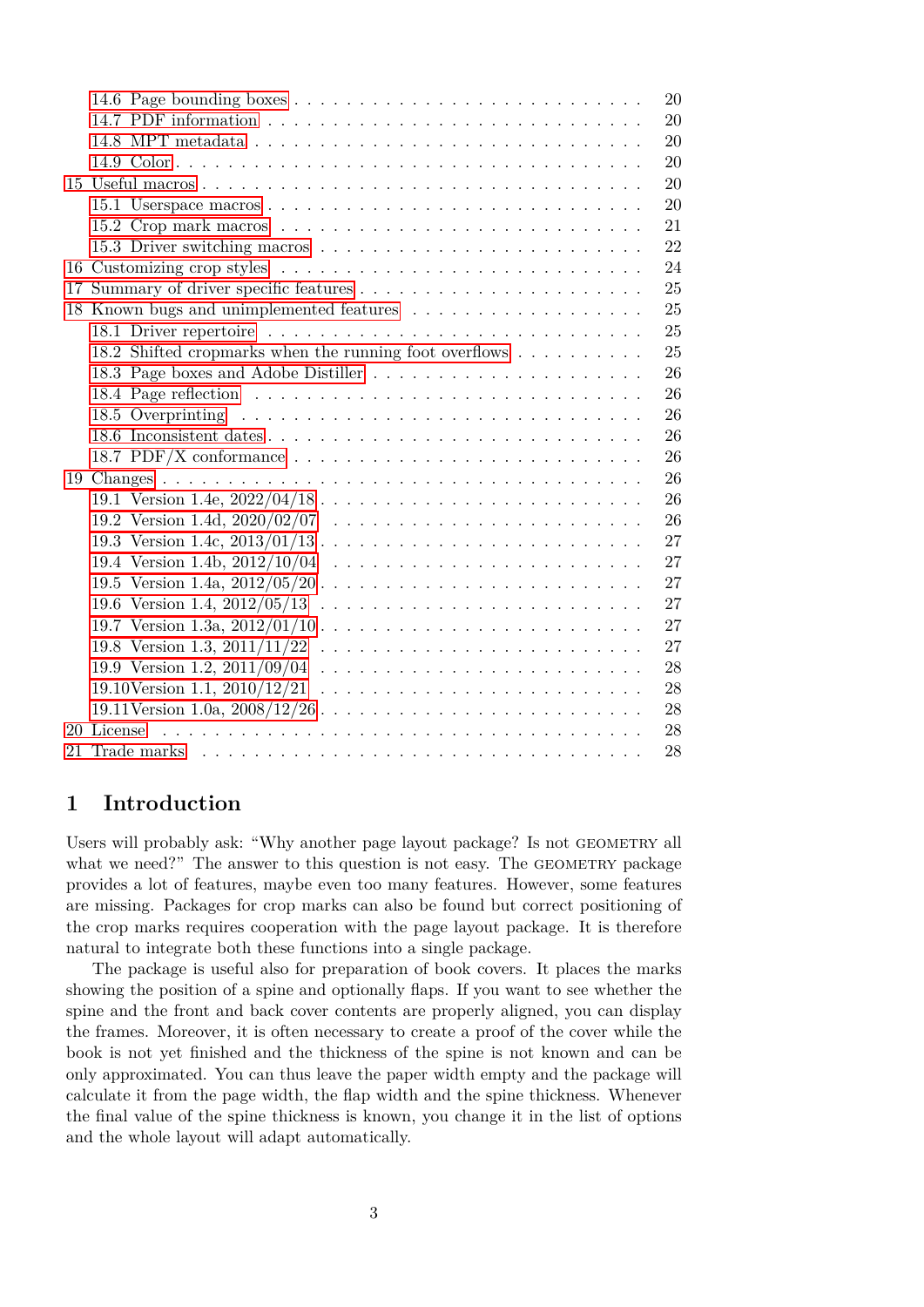- 14.6 Page bounding boxes . . . 20
- 14.7 PDF information . . . 20
- 14.8 MPT metadata . . . 20
- 14.9 Color . . . 20

15 Useful macros . . . 20
- 15.1 Userspace macros . . . 20
- 15.2 Crop mark macros . . . 21
- 15.3 Driver switching macros . . . 22

16 Customizing crop styles . . . 24

17 Summary of driver specific features . . . 25

18 Known bugs and unimplemented features . . . 25
- 18.1 Driver repertoire . . . 25
- 18.2 Shifted cropmarks when the running foot overflows . . . 25
- 18.3 Page boxes and Adobe Distiller . . . 26
- 18.4 Page reflection . . . 26
- 18.5 Overprinting . . . 26
- 18.6 Inconsistent dates . . . 26
- 18.7 PDF/X conformance . . . 26

19 Changes . . . 26
- 19.1 Version 1.4e, 2022/04/18 . . . 26
- 19.2 Version 1.4d, 2020/02/07 . . . 26
- 19.3 Version 1.4c, 2013/01/13 . . . 27
- 19.4 Version 1.4b, 2012/10/04 . . . 27
- 19.5 Version 1.4a, 2012/05/20 . . . 27
- 19.6 Version 1.4, 2012/05/13 . . . 27
- 19.7 Version 1.3a, 2012/01/10 . . . 27
- 19.8 Version 1.3, 2011/11/22 . . . 27
- 19.9 Version 1.2, 2011/09/04 . . . 28
- 19.10 Version 1.1, 2010/12/21 . . . 28
- 19.11 Version 1.0a, 2008/12/26 . . . 28

20 License . . . 28

21 Trade marks . . . 28

# 1 Introduction

Users will probably ask: "Why another page layout package? Is not GEOMETRY all what we need?" The answer to this question is not easy. The GEOMETRY package provides a lot of features, maybe even too many features. However, some features are missing. Packages for crop marks can also be found but correct positioning of the crop marks requires cooperation with the page layout package. It is therefore natural to integrate both these functions into a single package.

The package is useful also for preparation of book covers. It places the marks showing the position of a spine and optionally flaps. If you want to see whether the spine and the front and back cover contents are properly aligned, you can display the frames. Moreover, it is often necessary to create a proof of the cover while the book is not yet finished and the thickness of the spine is not known and can be only approximated. You can thus leave the paper width empty and the package will calculate it from the page width, the flap width and the spine thickness. Whenever the final value of the spine thickness is known, you change it in the list of options and the whole layout will adapt automatically.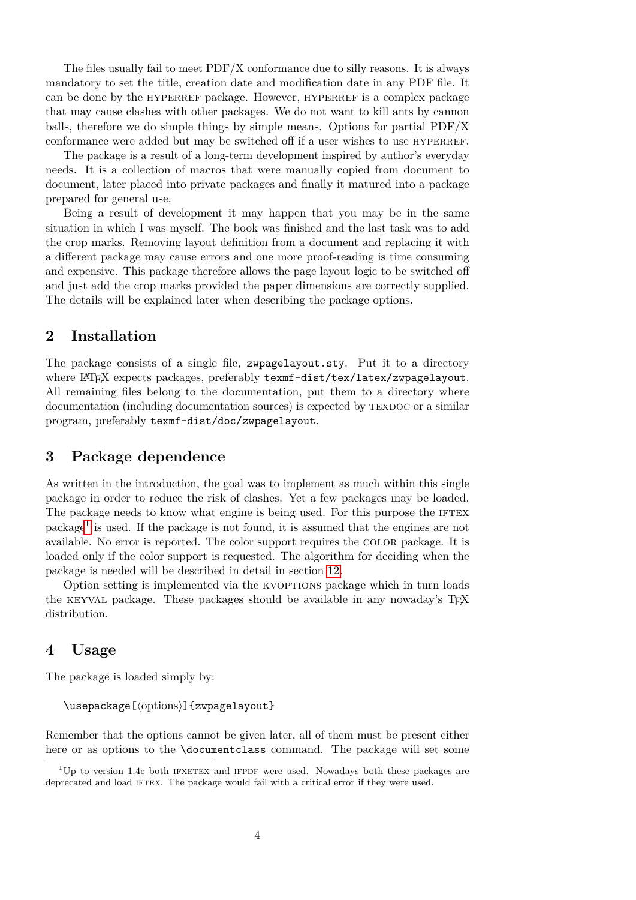The files usually fail to meet PDF/X conformance due to silly reasons. It is always mandatory to set the title, creation date and modification date in any PDF file. It can be done by the HYPERREF package. However, HYPERREF is a complex package that may cause clashes with other packages. We do not want to kill ants by cannon balls, therefore we do simple things by simple means. Options for partial PDF/X conformance were added but may be switched off if a user wishes to use HYPERREF.

The package is a result of a long-term development inspired by author's everyday needs. It is a collection of macros that were manually copied from document to document, later placed into private packages and finally it matured into a package prepared for general use.

Being a result of development it may happen that you may be in the same situation in which I was myself. The book was finished and the last task was to add the crop marks. Removing layout definition from a document and replacing it with a different package may cause errors and one more proof-reading is time consuming and expensive. This package therefore allows the page layout logic to be switched off and just add the crop marks provided the paper dimensions are correctly supplied. The details will be explained later when describing the package options.

## 2 Installation

The package consists of a single file, `zwpagelayout.sty`. Put it to a directory where LaTeX expects packages, preferably `texmf-dist/tex/latex/zwpagelayout`. All remaining files belong to the documentation, put them to a directory where documentation (including documentation sources) is expected by TEXDOC or a similar program, preferably `texmf-dist/doc/zwpagelayout`.

## 3 Package dependence

As written in the introduction, the goal was to implement as much within this single package in order to reduce the risk of clashes. Yet a few packages may be loaded. The package needs to know what engine is being used. For this purpose the IFTEX package[1] is used. If the package is not found, it is assumed that the engines are not available. No error is reported. The color support requires the COLOR package. It is loaded only if the color support is requested. The algorithm for deciding when the package is needed will be described in detail in section 12.

Option setting is implemented via the KVOPTIONS package which in turn loads the KEYVAL package. These packages should be available in any nowaday's TeX distribution.

## 4 Usage

The package is loaded simply by:

```
\usepackage[⟨options⟩]{zwpagelayout}
```

Remember that the options cannot be given later, all of them must be present either here or as options to the `\documentclass` command. The package will set some

[1] Up to version 1.4c both IFXETEX and IFPDF were used. Nowadays both these packages are deprecated and load IFTEX. The package would fail with a critical error if they were used.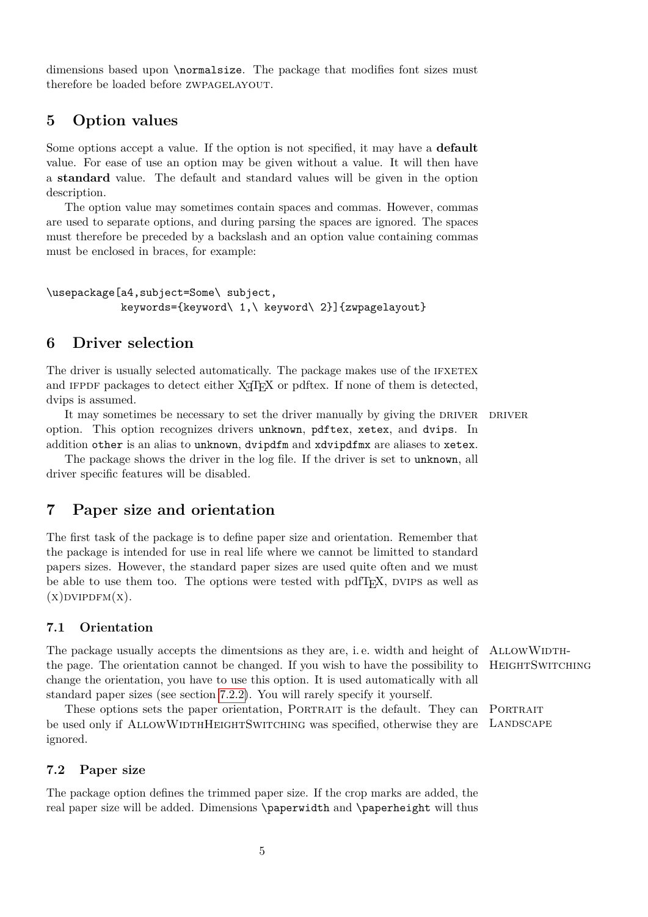dimensions based upon `\normalsize`. The package that modifies font sizes must therefore be loaded before zwpagelayout.

## 5 Option values

Some options accept a value. If the option is not specified, it may have a **default** value. For ease of use an option may be given without a value. It will then have a **standard** value. The default and standard values will be given in the option description.

The option value may sometimes contain spaces and commas. However, commas are used to separate options, and during parsing the spaces are ignored. The spaces must therefore be preceded by a backslash and an option value containing commas must be enclosed in braces, for example:

```
\usepackage[a4,subject=Some\ subject,
            keywords={keyword\ 1,\ keyword\ 2}]{zwpagelayout}
```

## 6 Driver selection

The driver is usually selected automatically. The package makes use of the ifxetex and ifpdf packages to detect either XeTeX or pdftex. If none of them is detected, dvips is assumed.

driver

It may sometimes be necessary to set the driver manually by giving the driver option. This option recognizes drivers `unknown`, `pdftex`, `xetex`, and `dvips`. In addition `other` is an alias to `unknown`, `dvipdfm` and `xdvipdfmx` are aliases to `xetex`.

The package shows the driver in the log file. If the driver is set to `unknown`, all driver specific features will be disabled.

## 7 Paper size and orientation

The first task of the package is to define paper size and orientation. Remember that the package is intended for use in real life where we cannot be limitted to standard papers sizes. However, the standard paper sizes are used quite often and we must be able to use them too. The options were tested with pdfTeX, dvips as well as (x)dvipdfm(x).

### 7.1 Orientation

AllowWidthHeightSwitching

The package usually accepts the dimentsions as they are, i. e. width and height of the page. The orientation cannot be changed. If you wish to have the possibility to change the orientation, you have to use this option. It is used automatically with all standard paper sizes (see section 7.2.2). You will rarely specify it yourself.

Portrait
Landscape

These options sets the paper orientation, Portrait is the default. They can be used only if AllowWidthHeightSwitching was specified, otherwise they are ignored.

### 7.2 Paper size

The package option defines the trimmed paper size. If the crop marks are added, the real paper size will be added. Dimensions `\paperwidth` and `\paperheight` will thus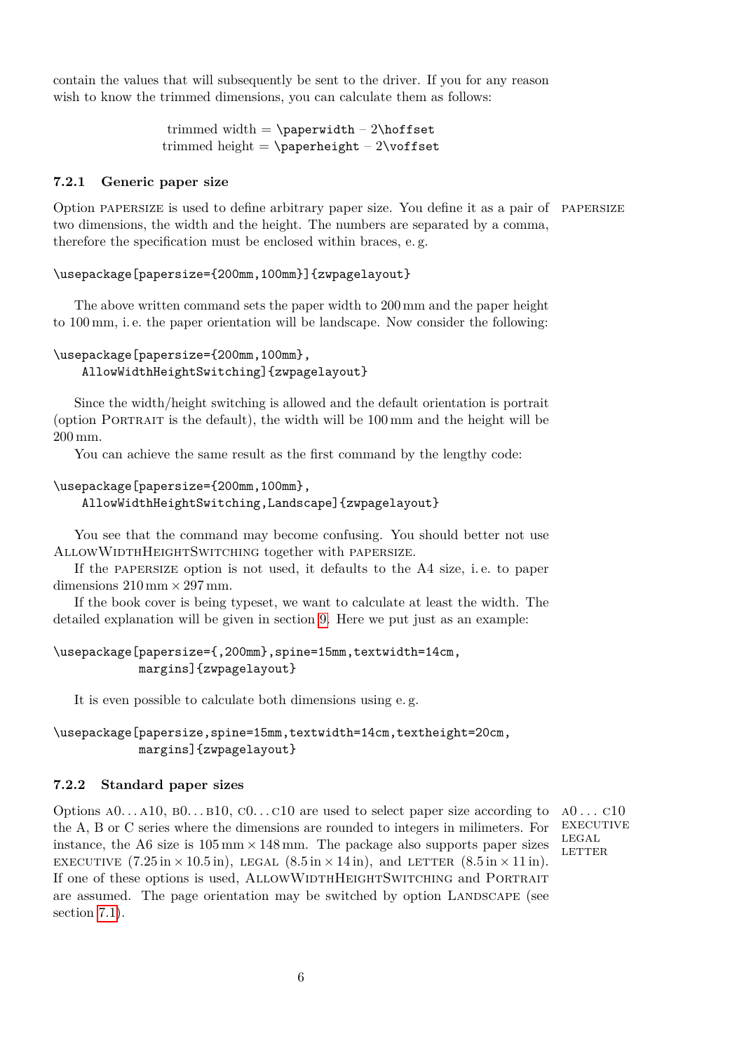contain the values that will subsequently be sent to the driver. If you for any reason wish to know the trimmed dimensions, you can calculate them as follows:

$$\text{trimmed width} = \texttt{\textbackslash paperwidth} - 2\texttt{\textbackslash hoffset}$$
$$\text{trimmed height} = \texttt{\textbackslash paperheight} - 2\texttt{\textbackslash voffset}$$

### 7.2.1 Generic paper size

PAPERSIZE

Option PAPERSIZE is used to define arbitrary paper size. You define it as a pair of two dimensions, the width and the height. The numbers are separated by a comma, therefore the specification must be enclosed within braces, e. g.

```
\usepackage[papersize={200mm,100mm}]{zwpagelayout}
```

The above written command sets the paper width to 200 mm and the paper height to 100 mm, i. e. the paper orientation will be landscape. Now consider the following:

```
\usepackage[papersize={200mm,100mm},
    AllowWidthHeightSwitching]{zwpagelayout}
```

Since the width/height switching is allowed and the default orientation is portrait (option PORTRAIT is the default), the width will be 100 mm and the height will be 200 mm.

You can achieve the same result as the first command by the lengthy code:

```
\usepackage[papersize={200mm,100mm},
    AllowWidthHeightSwitching,Landscape]{zwpagelayout}
```

You see that the command may become confusing. You should better not use ALLOWWIDTHHEIGHTSWITCHING together with PAPERSIZE.

If the PAPERSIZE option is not used, it defaults to the A4 size, i. e. to paper dimensions 210 mm × 297 mm.

If the book cover is being typeset, we want to calculate at least the width. The detailed explanation will be given in section 9. Here we put just as an example:

```
\usepackage[papersize={,200mm},spine=15mm,textwidth=14cm,
            margins]{zwpagelayout}
```

It is even possible to calculate both dimensions using e. g.

```
\usepackage[papersize,spine=15mm,textwidth=14cm,textheight=20cm,
            margins]{zwpagelayout}
```

### 7.2.2 Standard paper sizes

A0 . . . C10
EXECUTIVE
LEGAL
LETTER

Options A0. . . A10, B0. . . B10, C0. . . C10 are used to select paper size according to the A, B or C series where the dimensions are rounded to integers in milimeters. For instance, the A6 size is 105 mm × 148 mm. The package also supports paper sizes EXECUTIVE (7.25 in × 10.5 in), LEGAL (8.5 in × 14 in), and LETTER (8.5 in × 11 in). If one of these options is used, ALLOWWIDTHHEIGHTSWITCHING and PORTRAIT are assumed. The page orientation may be switched by option LANDSCAPE (see section 7.1).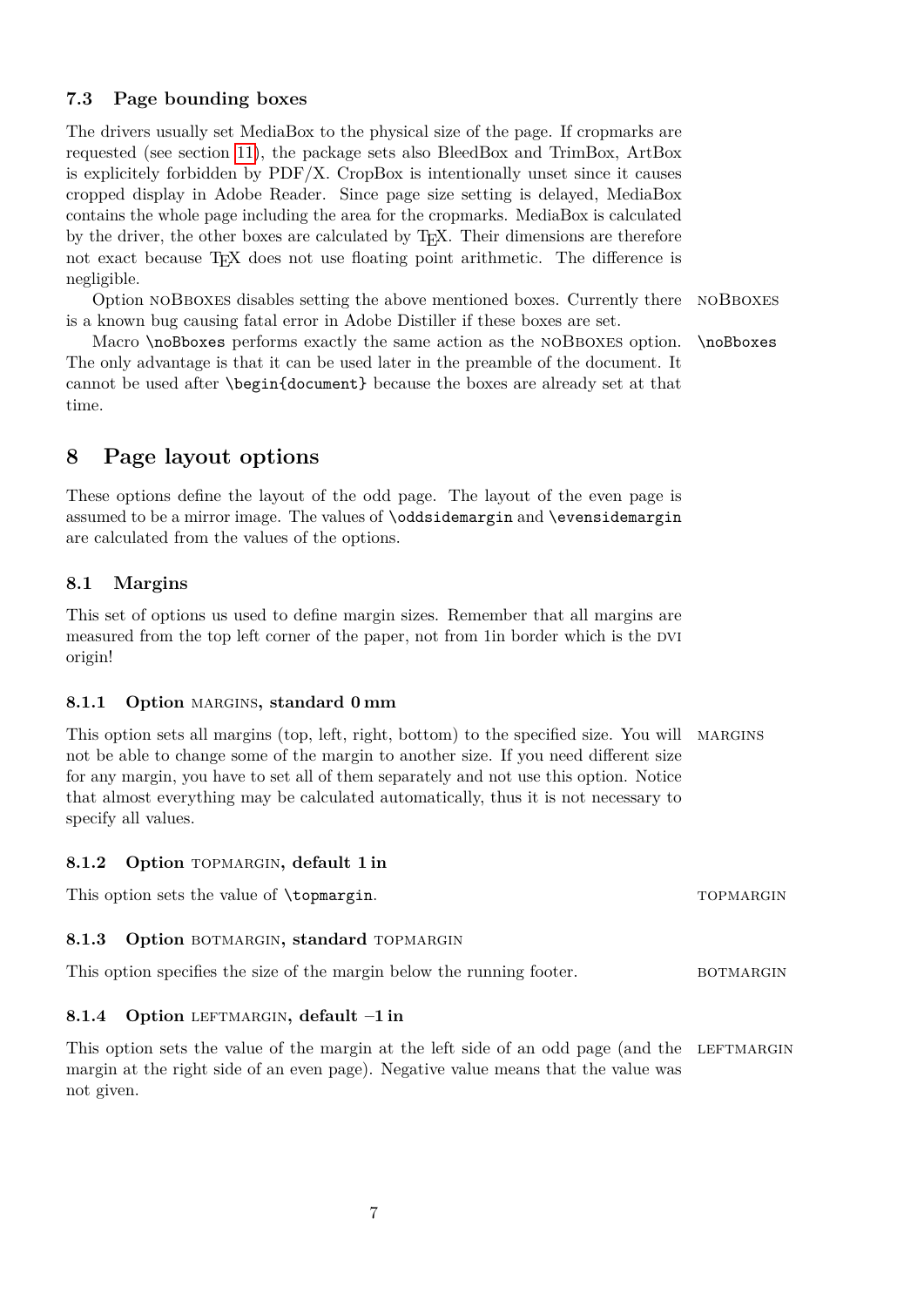### 7.3 Page bounding boxes

The drivers usually set MediaBox to the physical size of the page. If cropmarks are requested (see section 11), the package sets also BleedBox and TrimBox, ArtBox is explicitely forbidden by PDF/X. CropBox is intentionally unset since it causes cropped display in Adobe Reader. Since page size setting is delayed, MediaBox contains the whole page including the area for the cropmarks. MediaBox is calculated by the driver, the other boxes are calculated by TEX. Their dimensions are therefore not exact because TEX does not use floating point arithmetic. The difference is negligible.

Option NOBBOXES disables setting the above mentioned boxes. Currently there is a known bug causing fatal error in Adobe Distiller if these boxes are set.

NOBBOXES

Macro `\noBboxes` performs exactly the same action as the NOBBOXES option. The only advantage is that it can be used later in the preamble of the document. It cannot be used after `\begin{document}` because the boxes are already set at that time.

`\noBboxes`

## 8 Page layout options

These options define the layout of the odd page. The layout of the even page is assumed to be a mirror image. The values of `\oddsidemargin` and `\evensidemargin` are calculated from the values of the options.

### 8.1 Margins

This set of options us used to define margin sizes. Remember that all margins are measured from the top left corner of the paper, not from 1in border which is the DVI origin!

#### 8.1.1 Option MARGINS, standard 0 mm

This option sets all margins (top, left, right, bottom) to the specified size. You will not be able to change some of the margin to another size. If you need different size for any margin, you have to set all of them separately and not use this option. Notice that almost everything may be calculated automatically, thus it is not necessary to specify all values.

MARGINS

#### 8.1.2 Option TOPMARGIN, default 1 in

This option sets the value of `\topmargin`.

TOPMARGIN

#### 8.1.3 Option BOTMARGIN, standard TOPMARGIN

This option specifies the size of the margin below the running footer.

BOTMARGIN

#### 8.1.4 Option LEFTMARGIN, default –1 in

This option sets the value of the margin at the left side of an odd page (and the margin at the right side of an even page). Negative value means that the value was not given.

LEFTMARGIN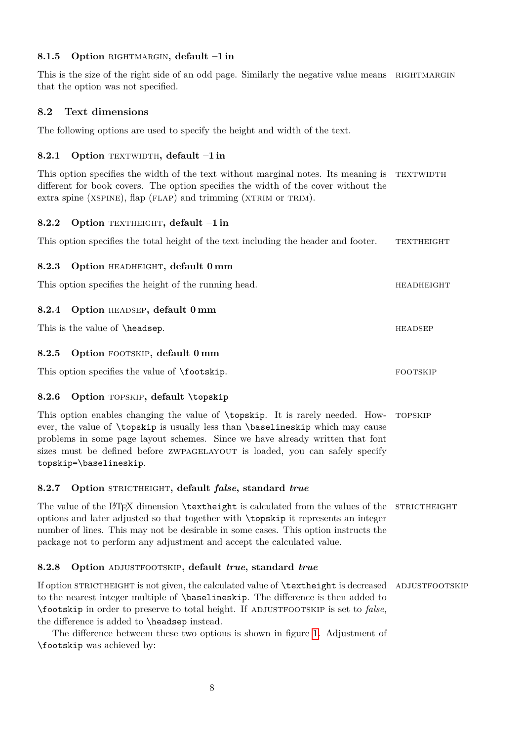### 8.1.5 Option RIGHTMARGIN, default −1 in

This is the size of the right side of an odd page. Similarly the negative value means that the option was not specified. RIGHTMARGIN

## 8.2 Text dimensions

The following options are used to specify the height and width of the text.

### 8.2.1 Option TEXTWIDTH, default −1 in

This option specifies the width of the text without marginal notes. Its meaning is different for book covers. The option specifies the width of the cover without the extra spine (XSPINE), flap (FLAP) and trimming (XTRIM or TRIM). TEXTWIDTH

### 8.2.2 Option TEXTHEIGHT, default −1 in

This option specifies the total height of the text including the header and footer. TEXTHEIGHT

### 8.2.3 Option HEADHEIGHT, default 0 mm

This option specifies the height of the running head. HEADHEIGHT

### 8.2.4 Option HEADSEP, default 0 mm

This is the value of `\headsep`. HEADSEP

### 8.2.5 Option FOOTSKIP, default 0 mm

This option specifies the value of `\footskip`. FOOTSKIP

### 8.2.6 Option TOPSKIP, default `\topskip`

This option enables changing the value of `\topskip`. It is rarely needed. However, the value of `\topskip` is usually less than `\baselineskip` which may cause problems in some page layout schemes. Since we have already written that font sizes must be defined before ZWPAGELAYOUT is loaded, you can safely specify `topskip=\baselineskip`. TOPSKIP

### 8.2.7 Option STRICTHEIGHT, default *false*, standard *true*

The value of the LaTeX dimension `\textheight` is calculated from the values of the options and later adjusted so that together with `\topskip` it represents an integer number of lines. This may not be desirable in some cases. This option instructs the package not to perform any adjustment and accept the calculated value. STRICTHEIGHT

### 8.2.8 Option ADJUSTFOOTSKIP, default *true*, standard *true*

If option STRICTHEIGHT is not given, the calculated value of `\textheight` is decreased to the nearest integer multiple of `\baselineskip`. The difference is then added to `\footskip` in order to preserve to total height. If ADJUSTFOOTSKIP is set to *false*, the difference is added to `\headsep` instead. ADJUSTFOOTSKIP

The differencee betweem these two options is shown in figure 1. Adjustment of `\footskip` was achieved by: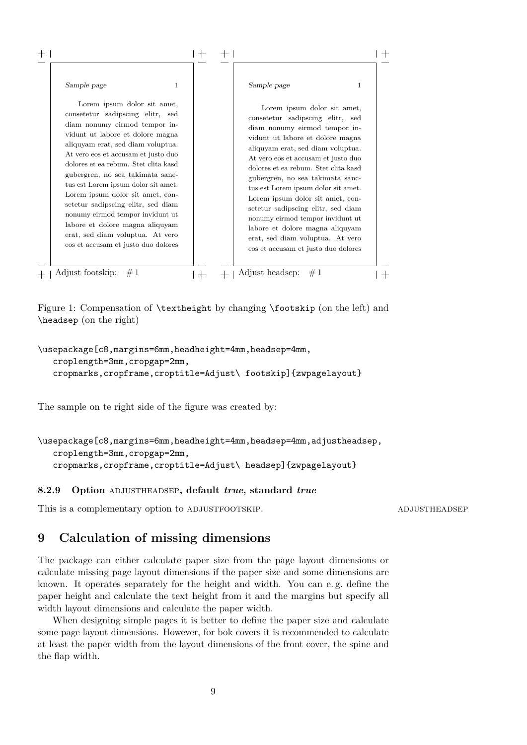Sample page 1

Lorem ipsum dolor sit amet, consetetur sadipscing elitr, sed diam nonumy eirmod tempor invidunt ut labore et dolore magna aliquyam erat, sed diam voluptua. At vero eos et accusam et justo duo dolores et ea rebum. Stet clita kasd gubergren, no sea takimata sanctus est Lorem ipsum dolor sit amet. Lorem ipsum dolor sit amet, consetetur sadipscing elitr, sed diam nonumy eirmod tempor invidunt ut labore et dolore magna aliquyam erat, sed diam voluptua. At vero eos et accusam et justo duo dolores

Adjust footskip: # 1

Sample page 1

Lorem ipsum dolor sit amet, consetetur sadipscing elitr, sed diam nonumy eirmod tempor invidunt ut labore et dolore magna aliquyam erat, sed diam voluptua. At vero eos et accusam et justo duo dolores et ea rebum. Stet clita kasd gubergren, no sea takimata sanctus est Lorem ipsum dolor sit amet. Lorem ipsum dolor sit amet, consetetur sadipscing elitr, sed diam nonumy eirmod tempor invidunt ut labore et dolore magna aliquyam erat, sed diam voluptua. At vero eos et accusam et justo duo dolores

Adjust headsep: # 1

Figure 1: Compensation of `\textheight` by changing `\footskip` (on the left) and `\headsep` (on the right)

```
\usepackage[c8,margins=6mm,headheight=4mm,headsep=4mm,
   croplength=3mm,cropgap=2mm,
   cropmarks,cropframe,croptitle=Adjust\ footskip]{zwpagelayout}
```

The sample on te right side of the figure was created by:

```
\usepackage[c8,margins=6mm,headheight=4mm,headsep=4mm,adjustheadsep,
   croplength=3mm,cropgap=2mm,
   cropmarks,cropframe,croptitle=Adjust\ headsep]{zwpagelayout}
```

#### 8.2.9 Option ADJUSTHEADSEP, default *true*, standard *true*

This is a complementary option to ADJUSTFOOTSKIP. ADJUSTHEADSEP

## 9 Calculation of missing dimensions

The package can either calculate paper size from the page layout dimensions or calculate missing page layout dimensions if the paper size and some dimensions are known. It operates separately for the height and width. You can e. g. define the paper height and calculate the text height from it and the margins but specify all width layout dimensions and calculate the paper width.

When designing simple pages it is better to define the paper size and calculate some page layout dimensions. However, for bok covers it is recommended to calculate at least the paper width from the layout dimensions of the front cover, the spine and the flap width.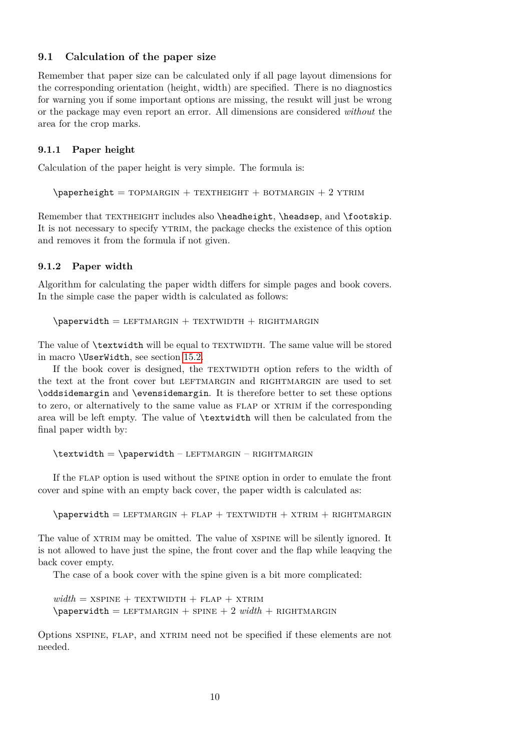### 9.1 Calculation of the paper size

Remember that paper size can be calculated only if all page layout dimensions for the corresponding orientation (height, width) are specified. There is no diagnostics for warning you if some important options are missing, the resukt will just be wrong or the package may even report an error. All dimensions are considered *without* the area for the crop marks.

#### 9.1.1 Paper height

Calculation of the paper height is very simple. The formula is:

`\paperheight` = TOPMARGIN + TEXTHEIGHT + BOTMARGIN + 2 YTRIM

Remember that TEXTHEIGHT includes also `\headheight`, `\headsep`, and `\footskip`. It is not necessary to specify YTRIM, the package checks the existence of this option and removes it from the formula if not given.

#### 9.1.2 Paper width

Algorithm for calculating the paper width differs for simple pages and book covers. In the simple case the paper width is calculated as follows:

`\paperwidth` = LEFTMARGIN + TEXTWIDTH + RIGHTMARGIN

The value of `\textwidth` will be equal to TEXTWIDTH. The same value will be stored in macro `\UserWidth`, see section 15.2.

If the book cover is designed, the TEXTWIDTH option refers to the width of the text at the front cover but LEFTMARGIN and RIGHTMARGIN are used to set `\oddsidemargin` and `\evensidemargin`. It is therefore better to set these options to zero, or alternatively to the same value as FLAP or XTRIM if the corresponding area will be left empty. The value of `\textwidth` will then be calculated from the final paper width by:

`\textwidth` = `\paperwidth` – LEFTMARGIN – RIGHTMARGIN

If the FLAP option is used without the SPINE option in order to emulate the front cover and spine with an empty back cover, the paper width is calculated as:

`\paperwidth` = LEFTMARGIN + FLAP + TEXTWIDTH + XTRIM + RIGHTMARGIN

The value of XTRIM may be omitted. The value of XSPINE will be silently ignored. It is not allowed to have just the spine, the front cover and the flap while leaqving the back cover empty.

The case of a book cover with the spine given is a bit more complicated:

*width* = XSPINE + TEXTWIDTH + FLAP + XTRIM
`\paperwidth` = LEFTMARGIN + SPINE + 2 *width* + RIGHTMARGIN

Options XSPINE, FLAP, and XTRIM need not be specified if these elements are not needed.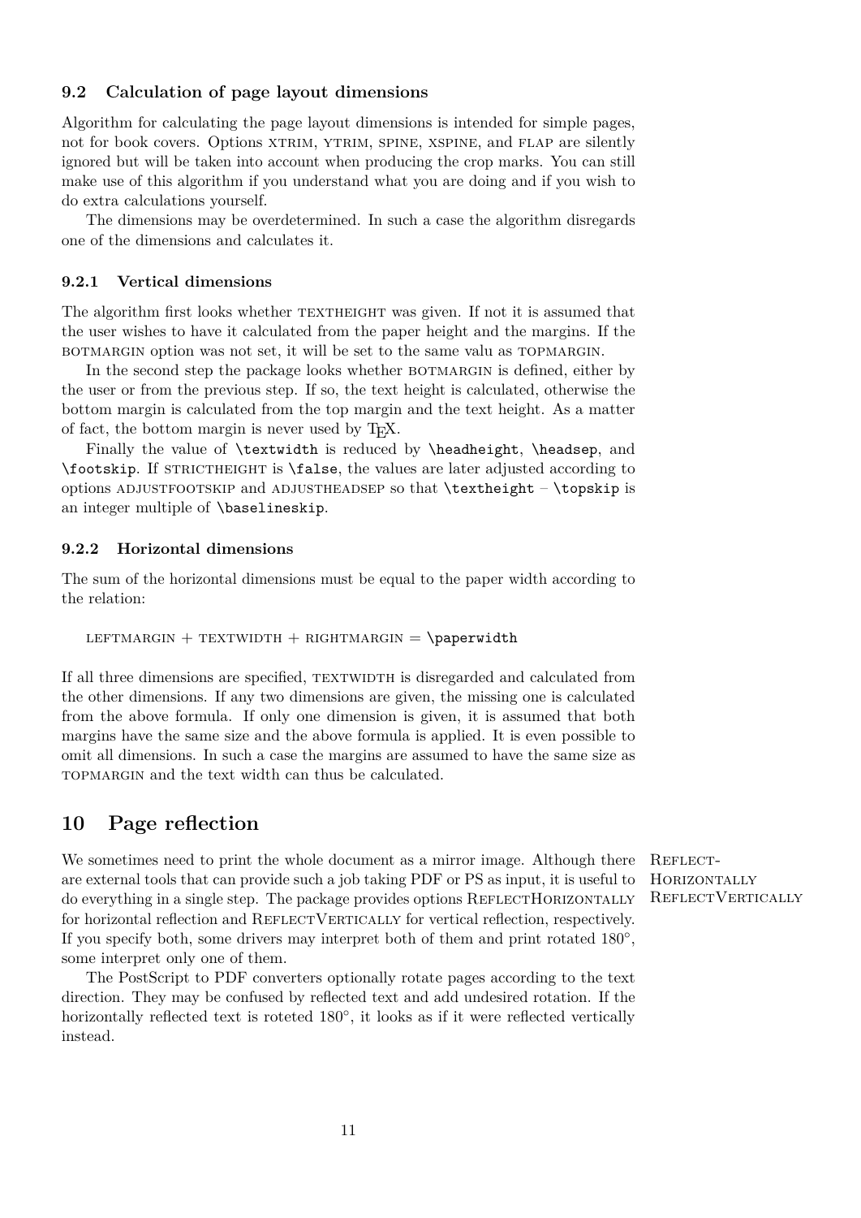### 9.2 Calculation of page layout dimensions

Algorithm for calculating the page layout dimensions is intended for simple pages, not for book covers. Options XTRIM, YTRIM, SPINE, XSPINE, and FLAP are silently ignored but will be taken into account when producing the crop marks. You can still make use of this algorithm if you understand what you are doing and if you wish to do extra calculations yourself.

The dimensions may be overdetermined. In such a case the algorithm disregards one of the dimensions and calculates it.

#### 9.2.1 Vertical dimensions

The algorithm first looks whether TEXTHEIGHT was given. If not it is assumed that the user wishes to have it calculated from the paper height and the margins. If the BOTMARGIN option was not set, it will be set to the same valu as TOPMARGIN.

In the second step the package looks whether BOTMARGIN is defined, either by the user or from the previous step. If so, the text height is calculated, otherwise the bottom margin is calculated from the top margin and the text height. As a matter of fact, the bottom margin is never used by TeX.

Finally the value of `\textwidth` is reduced by `\headheight`, `\headsep`, and `\footskip`. If STRICTHEIGHT is `\false`, the values are later adjusted according to options ADJUSTFOOTSKIP and ADJUSTHEADSEP so that `\textheight` – `\topskip` is an integer multiple of `\baselineskip`.

#### 9.2.2 Horizontal dimensions

The sum of the horizontal dimensions must be equal to the paper width according to the relation:

LEFTMARGIN + TEXTWIDTH + RIGHTMARGIN = `\paperwidth`

If all three dimensions are specified, TEXTWIDTH is disregarded and calculated from the other dimensions. If any two dimensions are given, the missing one is calculated from the above formula. If only one dimension is given, it is assumed that both margins have the same size and the above formula is applied. It is even possible to omit all dimensions. In such a case the margins are assumed to have the same size as TOPMARGIN and the text width can thus be calculated.

## 10 Page reflection

ReflectHorizontally
ReflectVertically

We sometimes need to print the whole document as a mirror image. Although there are external tools that can provide such a job taking PDF or PS as input, it is useful to do everything in a single step. The package provides options ReflectHorizontally for horizontal reflection and ReflectVertically for vertical reflection, respectively. If you specify both, some drivers may interpret both of them and print rotated 180°, some interpret only one of them.

The PostScript to PDF converters optionally rotate pages according to the text direction. They may be confused by reflected text and add undesired rotation. If the horizontally reflected text is roteted 180°, it looks as if it were reflected vertically instead.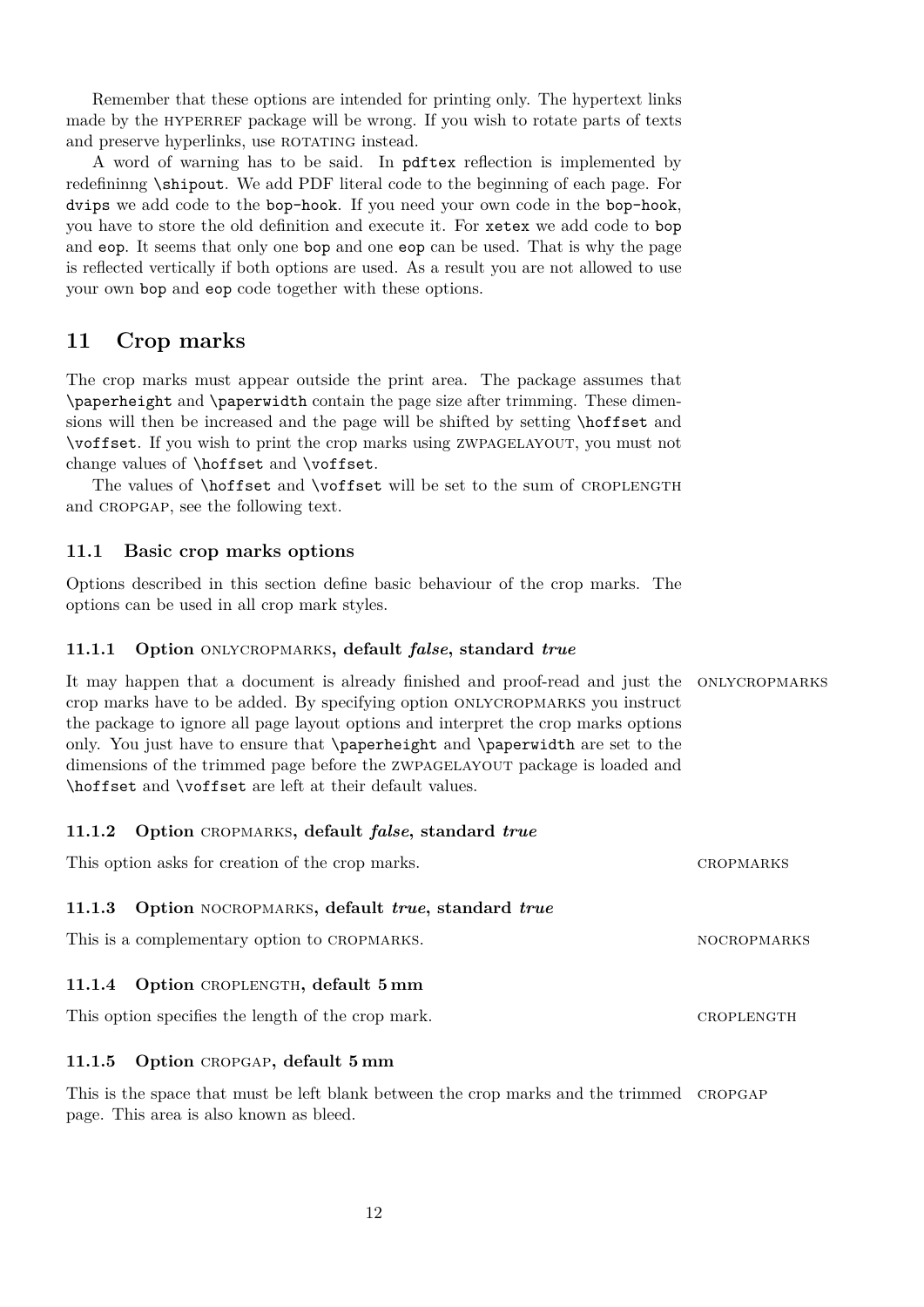Remember that these options are intended for printing only. The hypertext links made by the HYPERREF package will be wrong. If you wish to rotate parts of texts and preserve hyperlinks, use ROTATING instead.

A word of warning has to be said. In `pdftex` reflection is implemented by redefininng `\shipout`. We add PDF literal code to the beginning of each page. For `dvips` we add code to the `bop-hook`. If you need your own code in the `bop-hook`, you have to store the old definition and execute it. For `xetex` we add code to `bop` and `eop`. It seems that only one `bop` and one `eop` can be used. That is why the page is reflected vertically if both options are used. As a result you are not allowed to use your own `bop` and `eop` code together with these options.

## 11 Crop marks

The crop marks must appear outside the print area. The package assumes that `\paperheight` and `\paperwidth` contain the page size after trimming. These dimensions will then be increased and the page will be shifted by setting `\hoffset` and `\voffset`. If you wish to print the crop marks using ZWPAGELAYOUT, you must not change values of `\hoffset` and `\voffset`.

The values of `\hoffset` and `\voffset` will be set to the sum of CROPLENGTH and CROPGAP, see the following text.

### 11.1 Basic crop marks options

Options described in this section define basic behaviour of the crop marks. The options can be used in all crop mark styles.

#### 11.1.1 Option ONLYCROPMARKS, default *false*, standard *true*

It may happen that a document is already finished and proof-read and just the crop marks have to be added. By specifying option ONLYCROPMARKS you instruct the package to ignore all page layout options and interpret the crop marks options only. You just have to ensure that `\paperheight` and `\paperwidth` are set to the dimensions of the trimmed page before the ZWPAGELAYOUT package is loaded and `\hoffset` and `\voffset` are left at their default values.

ONLYCROPMARKS

#### 11.1.2 Option CROPMARKS, default *false*, standard *true*

This option asks for creation of the crop marks.

CROPMARKS

#### 11.1.3 Option NOCROPMARKS, default *true*, standard *true*

This is a complementary option to CROPMARKS.

NOCROPMARKS

#### 11.1.4 Option CROPLENGTH, default 5 mm

This option specifies the length of the crop mark.

CROPLENGTH

#### 11.1.5 Option CROPGAP, default 5 mm

This is the space that must be left blank between the crop marks and the trimmed page. This area is also known as bleed.

CROPGAP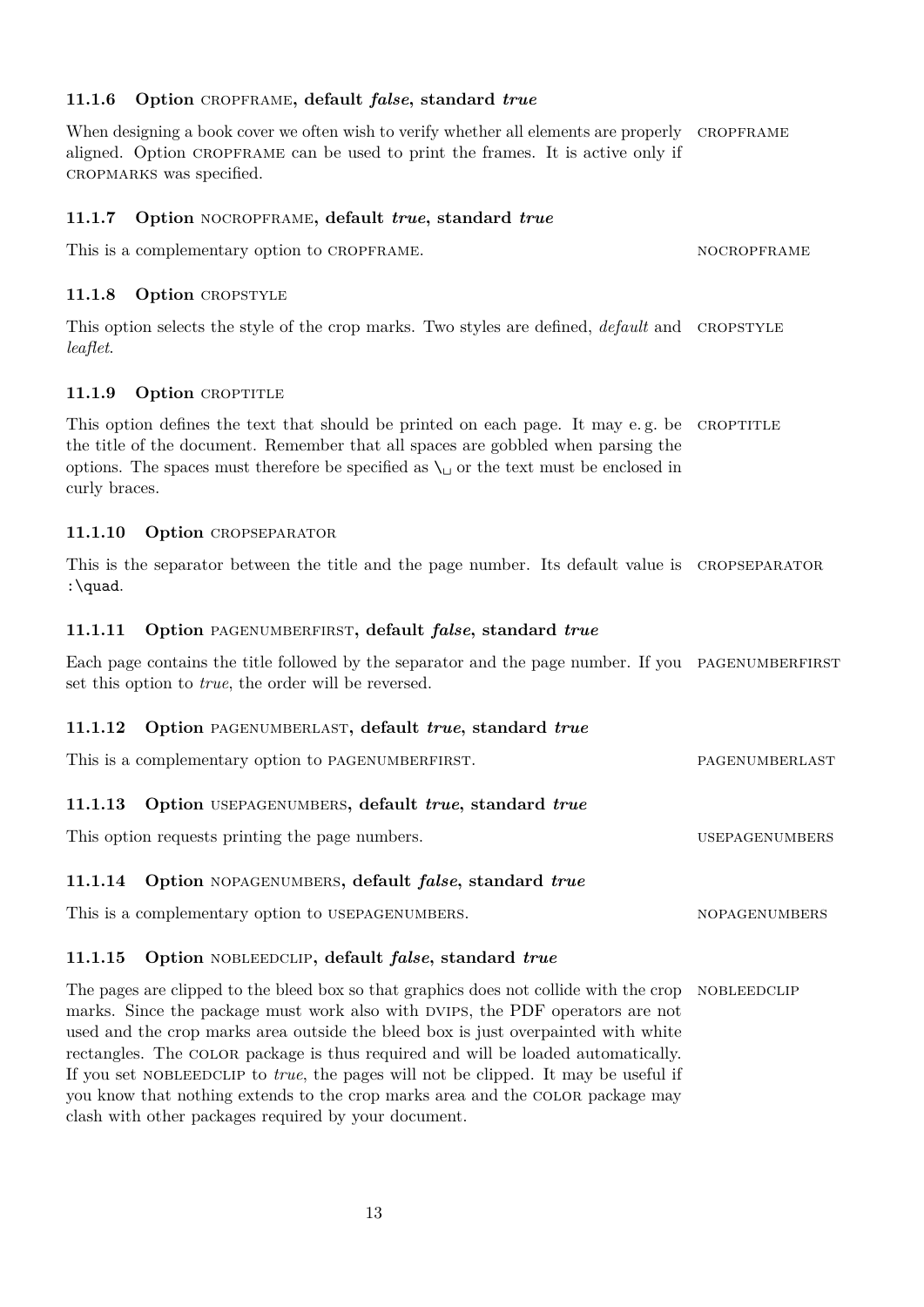#### 11.1.6 Option CROPFRAME, default *false*, standard *true*

When designing a book cover we often wish to verify whether all elements are properly aligned. Option CROPFRAME can be used to print the frames. It is active only if CROPMARKS was specified.

CROPFRAME

#### 11.1.7 Option NOCROPFRAME, default *true*, standard *true*

This is a complementary option to CROPFRAME.

NOCROPFRAME

#### 11.1.8 Option CROPSTYLE

This option selects the style of the crop marks. Two styles are defined, *default* and *leaflet*.

CROPSTYLE

#### 11.1.9 Option CROPTITLE

This option defines the text that should be printed on each page. It may e. g. be the title of the document. Remember that all spaces are gobbled when parsing the options. The spaces must therefore be specified as `\␣` or the text must be enclosed in curly braces.

CROPTITLE

#### 11.1.10 Option CROPSEPARATOR

This is the separator between the title and the page number. Its default value is `:\quad`.

CROPSEPARATOR

#### 11.1.11 Option PAGENUMBERFIRST, default *false*, standard *true*

Each page contains the title followed by the separator and the page number. If you set this option to *true*, the order will be reversed.

PAGENUMBERFIRST

#### 11.1.12 Option PAGENUMBERLAST, default *true*, standard *true*

This is a complementary option to PAGENUMBERFIRST.

PAGENUMBERLAST

#### 11.1.13 Option USEPAGENUMBERS, default *true*, standard *true*

This option requests printing the page numbers.

USEPAGENUMBERS

#### 11.1.14 Option NOPAGENUMBERS, default *false*, standard *true*

This is a complementary option to USEPAGENUMBERS.

NOPAGENUMBERS

#### 11.1.15 Option NOBLEEDCLIP, default *false*, standard *true*

The pages are clipped to the bleed box so that graphics does not collide with the crop marks. Since the package must work also with DVIPS, the PDF operators are not used and the crop marks area outside the bleed box is just overpainted with white rectangles. The COLOR package is thus required and will be loaded automatically. If you set NOBLEEDCLIP to *true*, the pages will not be clipped. It may be useful if you know that nothing extends to the crop marks area and the COLOR package may clash with other packages required by your document.

NOBLEEDCLIP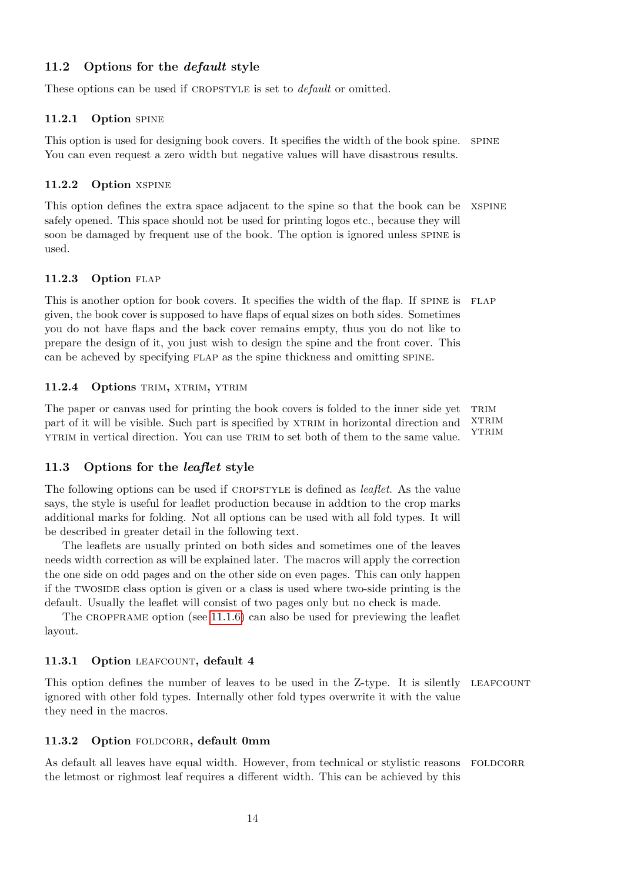## 11.2 Options for the *default* style

These options can be used if CROPSTYLE is set to *default* or omitted.

### 11.2.1 Option SPINE

This option is used for designing book covers. It specifies the width of the book spine. You can even request a zero width but negative values will have disastrous results.

SPINE

### 11.2.2 Option XSPINE

This option defines the extra space adjacent to the spine so that the book can be safely opened. This space should not be used for printing logos etc., because they will soon be damaged by frequent use of the book. The option is ignored unless SPINE is used.

XSPINE

### 11.2.3 Option FLAP

This is another option for book covers. It specifies the width of the flap. If SPINE is given, the book cover is supposed to have flaps of equal sizes on both sides. Sometimes you do not have flaps and the back cover remains empty, thus you do not like to prepare the design of it, you just wish to design the spine and the front cover. This can be acheved by specifying FLAP as the spine thickness and omitting SPINE.

FLAP

### 11.2.4 Options TRIM, XTRIM, YTRIM

The paper or canvas used for printing the book covers is folded to the inner side yet part of it will be visible. Such part is specified by XTRIM in horizontal direction and YTRIM in vertical direction. You can use TRIM to set both of them to the same value.

TRIM
XTRIM
YTRIM

## 11.3 Options for the *leaflet* style

The following options can be used if CROPSTYLE is defined as *leaflet*. As the value says, the style is useful for leaflet production because in addtion to the crop marks additional marks for folding. Not all options can be used with all fold types. It will be described in greater detail in the following text.

The leaflets are usually printed on both sides and sometimes one of the leaves needs width correction as will be explained later. The macros will apply the correction the one side on odd pages and on the other side on even pages. This can only happen if the TWOSIDE class option is given or a class is used where two-side printing is the default. Usually the leaflet will consist of two pages only but no check is made.

The CROPFRAME option (see 11.1.6) can also be used for previewing the leaflet layout.

### 11.3.1 Option LEAFCOUNT, default 4

This option defines the number of leaves to be used in the Z-type. It is silently ignored with other fold types. Internally other fold types overwrite it with the value they need in the macros.

LEAFCOUNT

### 11.3.2 Option FOLDCORR, default 0mm

As default all leaves have equal width. However, from technical or stylistic reasons the letmost or righmost leaf requires a different width. This can be achieved by this

FOLDCORR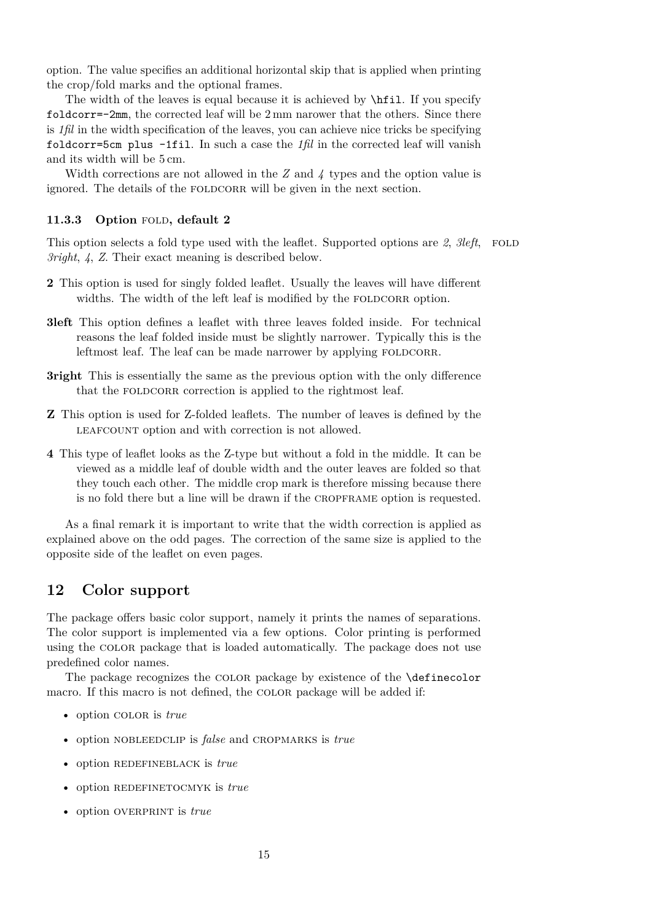option. The value specifies an additional horizontal skip that is applied when printing the crop/fold marks and the optional frames.

The width of the leaves is equal because it is achieved by `\hfil`. If you specify `foldcorr=-2mm`, the corrected leaf will be 2 mm narower that the others. Since there is *1fil* in the width specification of the leaves, you can achieve nice tricks be specifying `foldcorr=5cm plus -1fil`. In such a case the *1fil* in the corrected leaf will vanish and its width will be 5 cm.

Width corrections are not allowed in the *Z* and *4* types and the option value is ignored. The details of the FOLDCORR will be given in the next section.

### 11.3.3 Option FOLD, default 2

This option selects a fold type used with the leaflet. Supported options are *2*, *3left*, *3right*, *4*, *Z*. Their exact meaning is described below. FOLD

- **2** This option is used for singly folded leaflet. Usually the leaves will have different widths. The width of the left leaf is modified by the FOLDCORR option.
- **3left** This option defines a leaflet with three leaves folded inside. For technical reasons the leaf folded inside must be slightly narrower. Typically this is the leftmost leaf. The leaf can be made narrower by applying FOLDCORR.
- **3right** This is essentially the same as the previous option with the only difference that the FOLDCORR correction is applied to the rightmost leaf.
- **Z** This option is used for Z-folded leaflets. The number of leaves is defined by the LEAFCOUNT option and with correction is not allowed.
- **4** This type of leaflet looks as the Z-type but without a fold in the middle. It can be viewed as a middle leaf of double width and the outer leaves are folded so that they touch each other. The middle crop mark is therefore missing because there is no fold there but a line will be drawn if the CROPFRAME option is requested.

As a final remark it is important to write that the width correction is applied as explained above on the odd pages. The correction of the same size is applied to the opposite side of the leaflet on even pages.

## 12 Color support

The package offers basic color support, namely it prints the names of separations. The color support is implemented via a few options. Color printing is performed using the COLOR package that is loaded automatically. The package does not use predefined color names.

The package recognizes the COLOR package by existence of the `\definecolor` macro. If this macro is not defined, the COLOR package will be added if:

- option COLOR is *true*
- option NOBLEEDCLIP is *false* and CROPMARKS is *true*
- option REDEFINEBLACK is *true*
- option REDEFINETOCMYK is *true*
- option OVERPRINT is *true*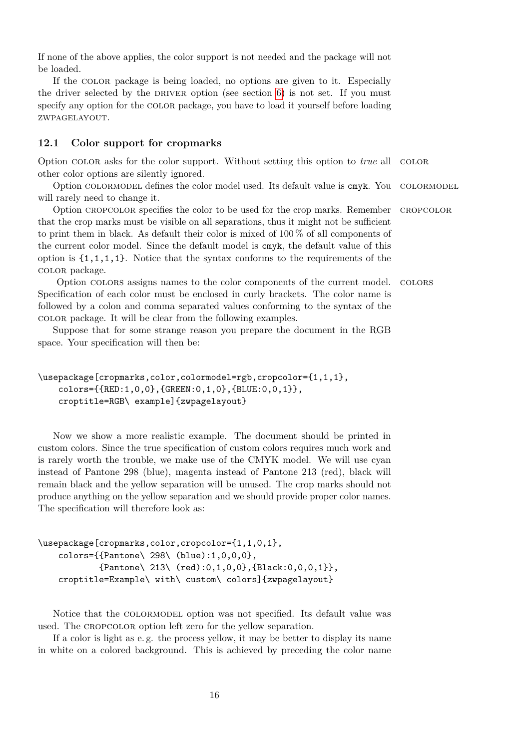If none of the above applies, the color support is not needed and the package will not be loaded.

If the COLOR package is being loaded, no options are given to it. Especially the driver selected by the DRIVER option (see section 6) is not set. If you must specify any option for the COLOR package, you have to load it yourself before loading ZWPAGELAYOUT.

### 12.1 Color support for cropmarks

Option COLOR asks for the color support. Without setting this option to *true* all other color options are silently ignored. COLOR

Option COLORMODEL defines the color model used. Its default value is `cmyk`. You will rarely need to change it. COLORMODEL

Option CROPCOLOR specifies the color to be used for the crop marks. Remember that the crop marks must be visible on all separations, thus it might not be sufficient to print them in black. As default their color is mixed of 100 % of all components of the current color model. Since the default model is `cmyk`, the default value of this option is `{1,1,1,1}`. Notice that the syntax conforms to the requirements of the COLOR package. CROPCOLOR

Option COLORS assigns names to the color components of the current model. Specification of each color must be enclosed in curly brackets. The color name is followed by a colon and comma separated values conforming to the syntax of the COLOR package. It will be clear from the following examples. COLORS

Suppose that for some strange reason you prepare the document in the RGB space. Your specification will then be:

```
\usepackage[cropmarks,color,colormodel=rgb,cropcolor={1,1,1},
    colors={{RED:1,0,0},{GREEN:0,1,0},{BLUE:0,0,1}},
    croptitle=RGB\ example]{zwpagelayout}
```

Now we show a more realistic example. The document should be printed in custom colors. Since the true specification of custom colors requires much work and is rarely worth the trouble, we make use of the CMYK model. We will use cyan instead of Pantone 298 (blue), magenta instead of Pantone 213 (red), black will remain black and the yellow separation will be unused. The crop marks should not produce anything on the yellow separation and we should provide proper color names. The specification will therefore look as:

```
\usepackage[cropmarks,color,cropcolor={1,1,0,1},
    colors={{Pantone\ 298\ (blue):1,0,0,0},
           {Pantone\ 213\ (red):0,1,0,0},{Black:0,0,0,1}},
    croptitle=Example\ with\ custom\ colors]{zwpagelayout}
```

Notice that the COLORMODEL option was not specified. Its default value was used. The CROPCOLOR option left zero for the yellow separation.

If a color is light as e. g. the process yellow, it may be better to display its name in white on a colored background. This is achieved by preceding the color name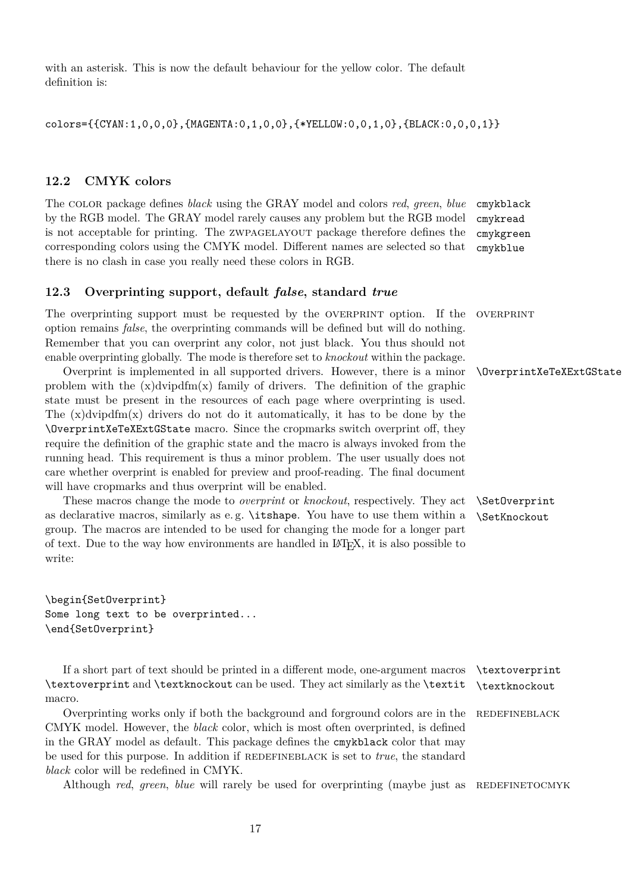with an asterisk. This is now the default behaviour for the yellow color. The default definition is:

```
colors={{CYAN:1,0,0,0},{MAGENTA:0,1,0,0},{*YELLOW:0,0,1,0},{BLACK:0,0,0,1}}
```

### 12.2 CMYK colors

The COLOR package defines *black* using the GRAY model and colors *red*, *green*, *blue* by the RGB model. The GRAY model rarely causes any problem but the RGB model is not acceptable for printing. The ZWPAGELAYOUT package therefore defines the corresponding colors using the CMYK model. Different names are selected so that there is no clash in case you really need these colors in RGB.

`cmykblack` `cmykread` `cmykgreen` `cmykblue`

### 12.3 Overprinting support, default *false*, standard *true*

The overprinting support must be requested by the OVERPRINT option. If the option remains *false*, the overprinting commands will be defined but will do nothing. Remember that you can overprint any color, not just black. You thus should not enable overprinting globally. The mode is therefore set to *knockout* within the package.

OVERPRINT

Overprint is implemented in all supported drivers. However, there is a minor problem with the (x)dvipdfm(x) family of drivers. The definition of the graphic state must be present in the resources of each page where overprinting is used. The (x)dvipdfm(x) drivers do not do it automatically, it has to be done by the `\OverprintXeTeXExtGState` macro. Since the cropmarks switch overprint off, they require the definition of the graphic state and the macro is always invoked from the running head. This requirement is thus a minor problem. The user usually does not care whether overprint is enabled for preview and proof-reading. The final document will have cropmarks and thus overprint will be enabled.

`\OverprintXeTeXExtGState`

These macros change the mode to *overprint* or *knockout*, respectively. They act as declarative macros, similarly as e. g. `\itshape`. You have to use them within a group. The macros are intended to be used for changing the mode for a longer part of text. Due to the way how environments are handled in LaTeX, it is also possible to write:

`\SetOverprint` `\SetKnockout`

```
\begin{SetOverprint}
Some long text to be overprinted...
\end{SetOverprint}
```

If a short part of text should be printed in a different mode, one-argument macros `\textoverprint` and `\textknockout` can be used. They act similarly as the `\textit` macro.

`\textoverprint` `\textknockout`

Overprinting works only if both the background and forground colors are in the CMYK model. However, the *black* color, which is most often overprinted, is defined in the GRAY model as default. This package defines the `cmykblack` color that may be used for this purpose. In addition if REDEFINEBLACK is set to *true*, the standard *black* color will be redefined in CMYK.

REDEFINEBLACK

Although *red*, *green*, *blue* will rarely be used for overprinting (maybe just as

REDEFINETOCMYK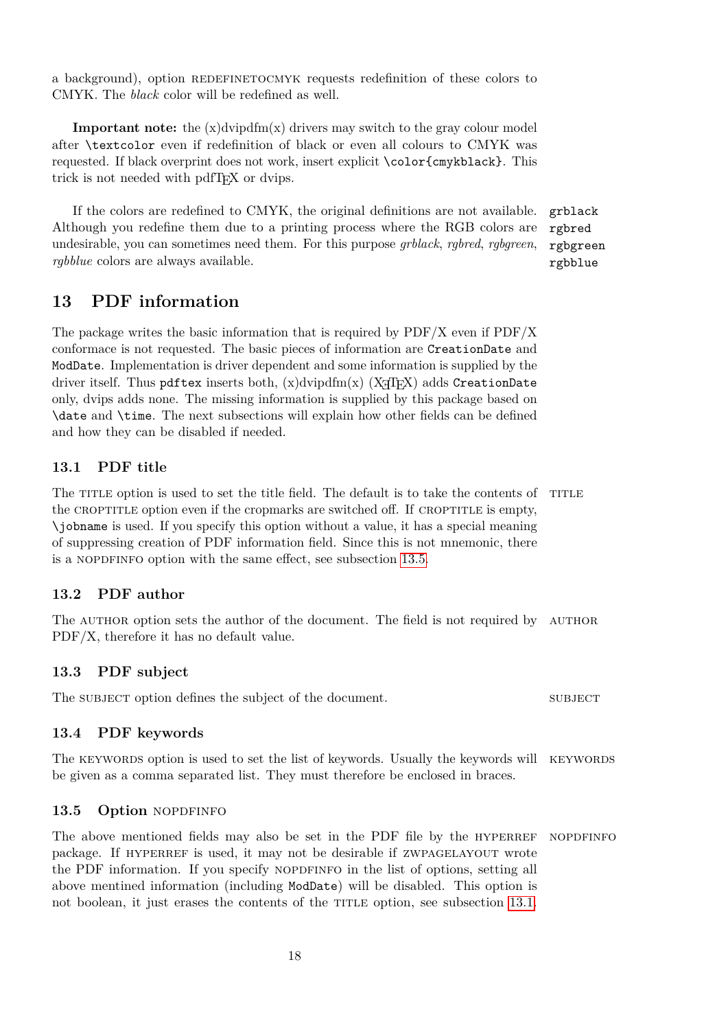a background), option REDEFINETOCMYK requests redefinition of these colors to CMYK. The *black* color will be redefined as well.

**Important note:** the (x)dvipdfm(x) drivers may switch to the gray colour model after `\textcolor` even if redefinition of black or even all colours to CMYK was requested. If black overprint does not work, insert explicit `\color{cmykblack}`. This trick is not needed with pdfTEX or dvips.

If the colors are redefined to CMYK, the original definitions are not available. Although you redefine them due to a printing process where the RGB colors are undesirable, you can sometimes need them. For this purpose *grblack*, *rgbred*, *rgbgreen*, *rgbblue* colors are always available.

grblack
rgbred
rgbgreen
rgbblue

## 13 PDF information

The package writes the basic information that is required by PDF/X even if PDF/X conformace is not requested. The basic pieces of information are `CreationDate` and `ModDate`. Implementation is driver dependent and some information is supplied by the driver itself. Thus `pdftex` inserts both, (x)dvipdfm(x) (XƎTEX) adds `CreationDate` only, dvips adds none. The missing information is supplied by this package based on `\date` and `\time`. The next subsections will explain how other fields can be defined and how they can be disabled if needed.

### 13.1 PDF title

The TITLE option is used to set the title field. The default is to take the contents of the CROPTITLE option even if the cropmarks are switched off. If CROPTITLE is empty, `\jobname` is used. If you specify this option without a value, it has a special meaning of suppressing creation of PDF information field. Since this is not mnemonic, there is a NOPDFINFO option with the same effect, see subsection 13.5.

TITLE

### 13.2 PDF author

The AUTHOR option sets the author of the document. The field is not required by PDF/X, therefore it has no default value.

AUTHOR

### 13.3 PDF subject

The SUBJECT option defines the subject of the document.

SUBJECT

### 13.4 PDF keywords

The KEYWORDS option is used to set the list of keywords. Usually the keywords will be given as a comma separated list. They must therefore be enclosed in braces.

KEYWORDS

### 13.5 Option NOPDFINFO

The above mentioned fields may also be set in the PDF file by the HYPERREF package. If HYPERREF is used, it may not be desirable if ZWPAGELAYOUT wrote the PDF information. If you specify NOPDFINFO in the list of options, setting all above mentined information (including `ModDate`) will be disabled. This option is not boolean, it just erases the contents of the TITLE option, see subsection 13.1.

NOPDFINFO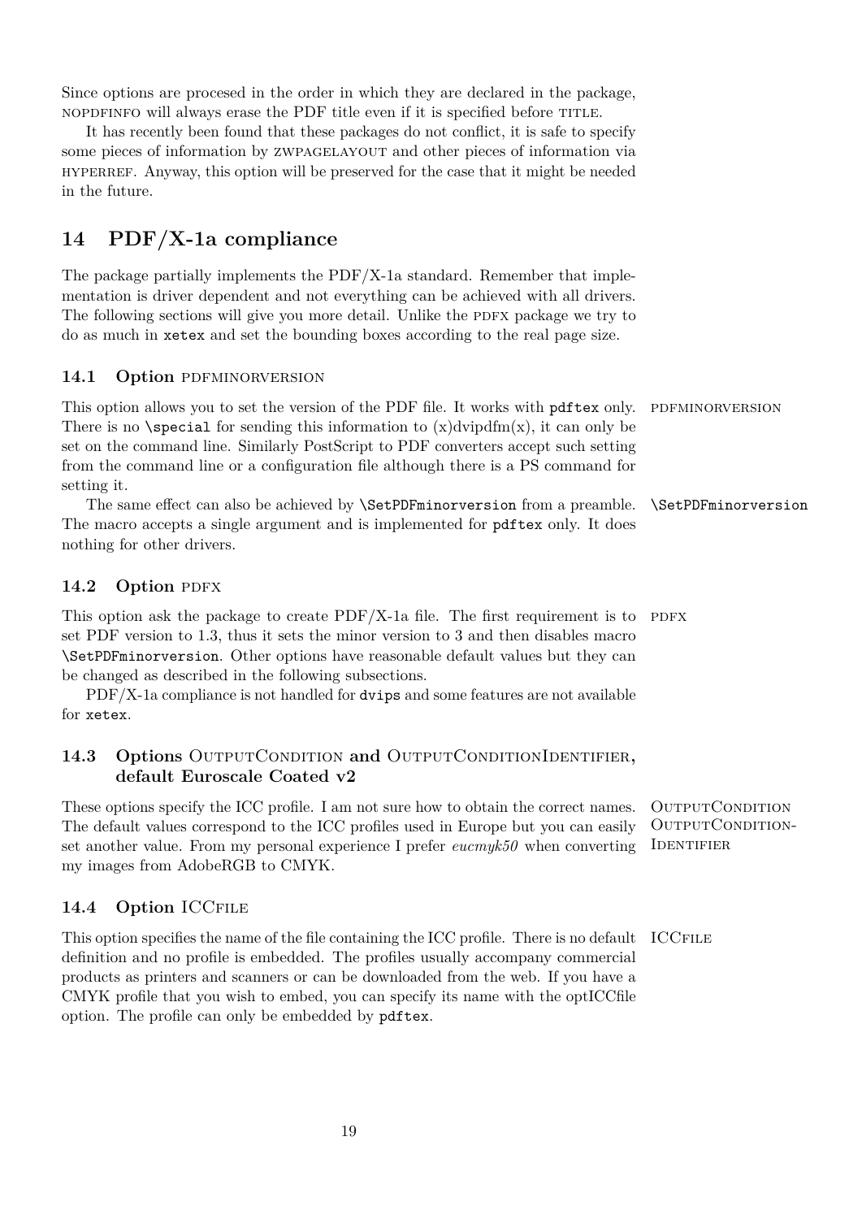Since options are procesed in the order in which they are declared in the package, NOPDFINFO will always erase the PDF title even if it is specified before TITLE.

It has recently been found that these packages do not conflict, it is safe to specify some pieces of information by ZWPAGELAYOUT and other pieces of information via HYPERREF. Anyway, this option will be preserved for the case that it might be needed in the future.

## 14 PDF/X-1a compliance

The package partially implements the PDF/X-1a standard. Remember that implementation is driver dependent and not everything can be achieved with all drivers. The following sections will give you more detail. Unlike the PDFX package we try to do as much in `xetex` and set the bounding boxes according to the real page size.

### 14.1 Option PDFMINORVERSION

PDFMINORVERSION

This option allows you to set the version of the PDF file. It works with `pdftex` only. There is no `\special` for sending this information to (x)dvipdfm(x), it can only be set on the command line. Similarly PostScript to PDF converters accept such setting from the command line or a configuration file although there is a PS command for setting it.

`\SetPDFminorversion`

The same effect can also be achieved by `\SetPDFminorversion` from a preamble. The macro accepts a single argument and is implemented for `pdftex` only. It does nothing for other drivers.

### 14.2 Option PDFX

PDFX

This option ask the package to create PDF/X-1a file. The first requirement is to set PDF version to 1.3, thus it sets the minor version to 3 and then disables macro `\SetPDFminorversion`. Other options have reasonable default values but they can be changed as described in the following subsections.

PDF/X-1a compliance is not handled for `dvips` and some features are not available for `xetex`.

### 14.3 Options OUTPUTCONDITION and OUTPUTCONDITIONIDENTIFIER, default Euroscale Coated v2

OUTPUTCONDITION
OUTPUTCONDITION-IDENTIFIER

These options specify the ICC profile. I am not sure how to obtain the correct names. The default values correspond to the ICC profiles used in Europe but you can easily set another value. From my personal experience I prefer *eucmyk50* when converting my images from AdobeRGB to CMYK.

### 14.4 Option ICCFILE

ICCFILE

This option specifies the name of the file containing the ICC profile. There is no default definition and no profile is embedded. The profiles usually accompany commercial products as printers and scanners or can be downloaded from the web. If you have a CMYK profile that you wish to embed, you can specify its name with the optICCfile option. The profile can only be embedded by `pdftex`.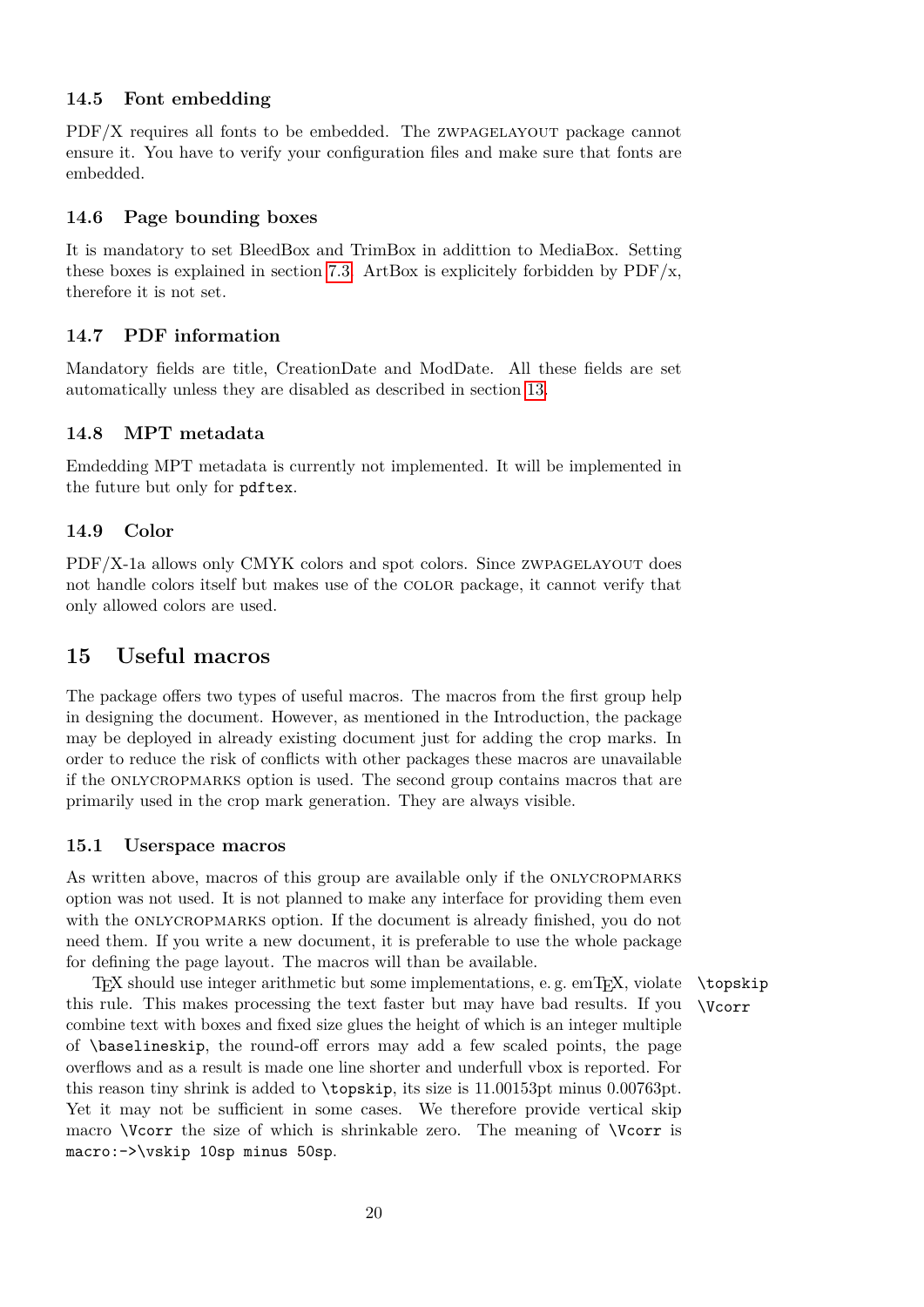### 14.5 Font embedding

PDF/X requires all fonts to be embedded. The ZWPAGELAYOUT package cannot ensure it. You have to verify your configuration files and make sure that fonts are embedded.

### 14.6 Page bounding boxes

It is mandatory to set BleedBox and TrimBox in addittion to MediaBox. Setting these boxes is explained in section 7.3. ArtBox is explicitely forbidden by PDF/x, therefore it is not set.

### 14.7 PDF information

Mandatory fields are title, CreationDate and ModDate. All these fields are set automatically unless they are disabled as described in section 13.

### 14.8 MPT metadata

Emdedding MPT metadata is currently not implemented. It will be implemented in the future but only for `pdftex`.

### 14.9 Color

PDF/X-1a allows only CMYK colors and spot colors. Since ZWPAGELAYOUT does not handle colors itself but makes use of the COLOR package, it cannot verify that only allowed colors are used.

## 15 Useful macros

The package offers two types of useful macros. The macros from the first group help in designing the document. However, as mentioned in the Introduction, the package may be deployed in already existing document just for adding the crop marks. In order to reduce the risk of conflicts with other packages these macros are unavailable if the ONLYCROPMARKS option is used. The second group contains macros that are primarily used in the crop mark generation. They are always visible.

### 15.1 Userspace macros

As written above, macros of this group are available only if the ONLYCROPMARKS option was not used. It is not planned to make any interface for providing them even with the ONLYCROPMARKS option. If the document is already finished, you do not need them. If you write a new document, it is preferable to use the whole package for defining the page layout. The macros will than be available.

`\topskip` `\Vcorr`

TEX should use integer arithmetic but some implementations, e. g. emTEX, violate this rule. This makes processing the text faster but may have bad results. If you combine text with boxes and fixed size glues the height of which is an integer multiple of `\baselineskip`, the round-off errors may add a few scaled points, the page overflows and as a result is made one line shorter and underfull vbox is reported. For this reason tiny shrink is added to `\topskip`, its size is 11.00153pt minus 0.00763pt. Yet it may not be sufficient in some cases. We therefore provide vertical skip macro `\Vcorr` the size of which is shrinkable zero. The meaning of `\Vcorr` is `macro:->\vskip 10sp minus 50sp`.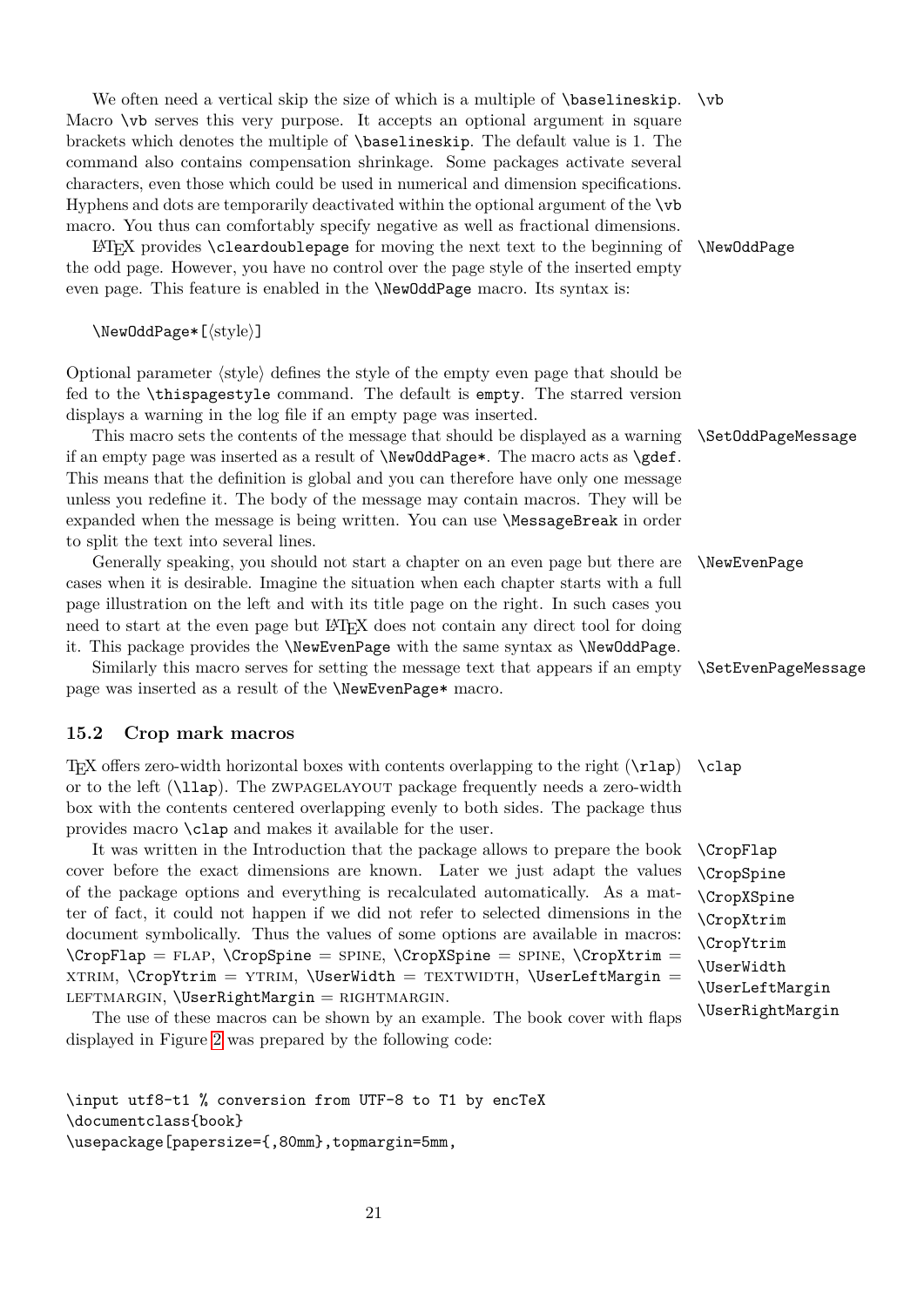We often need a vertical skip the size of which is a multiple of `\baselineskip`. Macro `\vb` serves this very purpose. It accepts an optional argument in square brackets which denotes the multiple of `\baselineskip`. The default value is 1. The command also contains compensation shrinkage. Some packages activate several characters, even those which could be used in numerical and dimension specifications. Hyphens and dots are temporarily deactivated within the optional argument of the `\vb` macro. You thus can comfortably specify negative as well as fractional dimensions.

`\vb`

LaTeX provides `\cleardoublepage` for moving the next text to the beginning of the odd page. However, you have no control over the page style of the inserted empty even page. This feature is enabled in the `\NewOddPage` macro. Its syntax is:

`\NewOddPage`

`\NewOddPage*[⟨style⟩]`

Optional parameter ⟨style⟩ defines the style of the empty even page that should be fed to the `\thispagestyle` command. The default is `empty`. The starred version displays a warning in the log file if an empty page was inserted.

This macro sets the contents of the message that should be displayed as a warning if an empty page was inserted as a result of `\NewOddPage*`. The macro acts as `\gdef`. This means that the definition is global and you can therefore have only one message unless you redefine it. The body of the message may contain macros. They will be expanded when the message is being written. You can use `\MessageBreak` in order to split the text into several lines.

`\SetOddPageMessage`

Generally speaking, you should not start a chapter on an even page but there are cases when it is desirable. Imagine the situation when each chapter starts with a full page illustration on the left and with its title page on the right. In such cases you need to start at the even page but LaTeX does not contain any direct tool for doing it. This package provides the `\NewEvenPage` with the same syntax as `\NewOddPage`.

`\NewEvenPage`

Similarly this macro serves for setting the message text that appears if an empty page was inserted as a result of the `\NewEvenPage*` macro.

`\SetEvenPageMessage`

## 15.2 Crop mark macros

TeX offers zero-width horizontal boxes with contents overlapping to the right (`\rlap`) or to the left (`\llap`). The ZWPAGELAYOUT package frequently needs a zero-width box with the contents centered overlapping evenly to both sides. The package thus provides macro `\clap` and makes it available for the user.

`\clap`

It was written in the Introduction that the package allows to prepare the book cover before the exact dimensions are known. Later we just adapt the values of the package options and everything is recalculated automatically. As a matter of fact, it could not happen if we did not refer to selected dimensions in the document symbolically. Thus the values of some options are available in macros: `\CropFlap` = FLAP, `\CropSpine` = SPINE, `\CropXSpine` = SPINE, `\CropXtrim` = XTRIM, `\CropYtrim` = YTRIM, `\UserWidth` = TEXTWIDTH, `\UserLeftMargin` = LEFTMARGIN, `\UserRightMargin` = RIGHTMARGIN.

`\CropFlap`
`\CropSpine`
`\CropXSpine`
`\CropXtrim`
`\CropYtrim`
`\UserWidth`
`\UserLeftMargin`
`\UserRightMargin`

The use of these macros can be shown by an example. The book cover with flaps displayed in Figure 2 was prepared by the following code:

```
\input utf8-t1 % conversion from UTF-8 to T1 by encTeX
\documentclass{book}
\usepackage[papersize={,80mm},topmargin=5mm,
```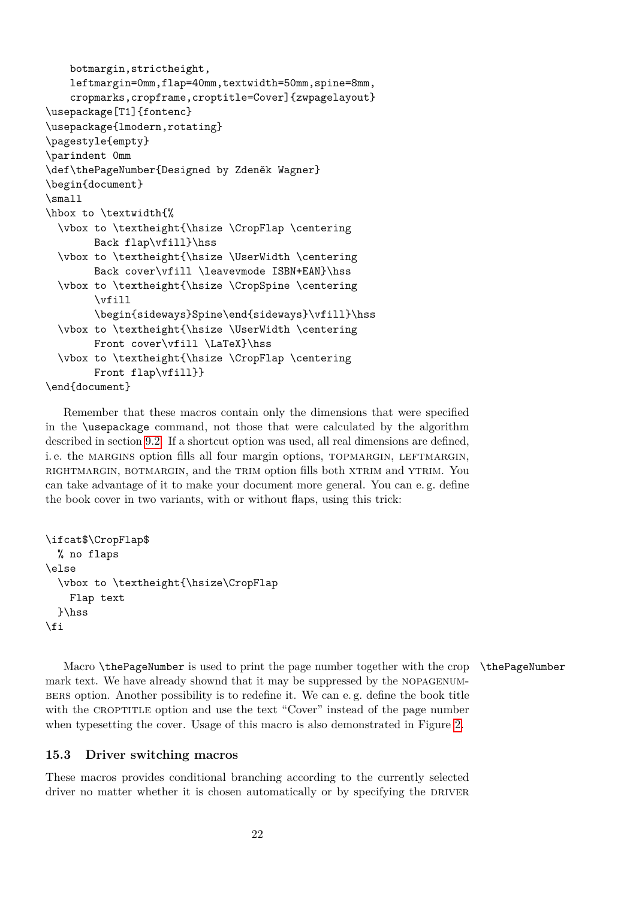```
    botmargin,strictheight,
    leftmargin=0mm,flap=40mm,textwidth=50mm,spine=8mm,
    cropmarks,cropframe,croptitle=Cover]{zwpagelayout}
\usepackage[T1]{fontenc}
\usepackage{lmodern,rotating}
\pagestyle{empty}
\parindent 0mm
\def\thePageNumber{Designed by Zdeněk Wagner}
\begin{document}
\small
\hbox to \textwidth{%
  \vbox to \textheight{\hsize \CropFlap \centering
        Back flap\vfill}\hss
  \vbox to \textheight{\hsize \UserWidth \centering
        Back cover\vfill \leavevmode ISBN+EAN}\hss
  \vbox to \textheight{\hsize \CropSpine \centering
        \vfill
        \begin{sideways}Spine\end{sideways}\vfill}\hss
  \vbox to \textheight{\hsize \UserWidth \centering
        Front cover\vfill \LaTeX}\hss
  \vbox to \textheight{\hsize \CropFlap \centering
        Front flap\vfill}}
\end{document}
```

Remember that these macros contain only the dimensions that were specified in the `\usepackage` command, not those that were calculated by the algorithm described in section 9.2. If a shortcut option was used, all real dimensions are defined, i. e. the MARGINS option fills all four margin options, TOPMARGIN, LEFTMARGIN, RIGHTMARGIN, BOTMARGIN, and the TRIM option fills both XTRIM and YTRIM. You can take advantage of it to make your document more general. You can e. g. define the book cover in two variants, with or without flaps, using this trick:

```
\ifcat$\CropFlap$
  % no flaps
\else
  \vbox to \textheight{\hsize\CropFlap
    Flap text
  }\hss
\fi
```

`\thePageNumber`

Macro `\thePageNumber` is used to print the page number together with the crop mark text. We have already shownd that it may be suppressed by the NOPAGENUMBERS option. Another possibility is to redefine it. We can e. g. define the book title with the CROPTITLE option and use the text "Cover" instead of the page number when typesetting the cover. Usage of this macro is also demonstrated in Figure 2.

### 15.3 Driver switching macros

These macros provides conditional branching according to the currently selected driver no matter whether it is chosen automatically or by specifying the DRIVER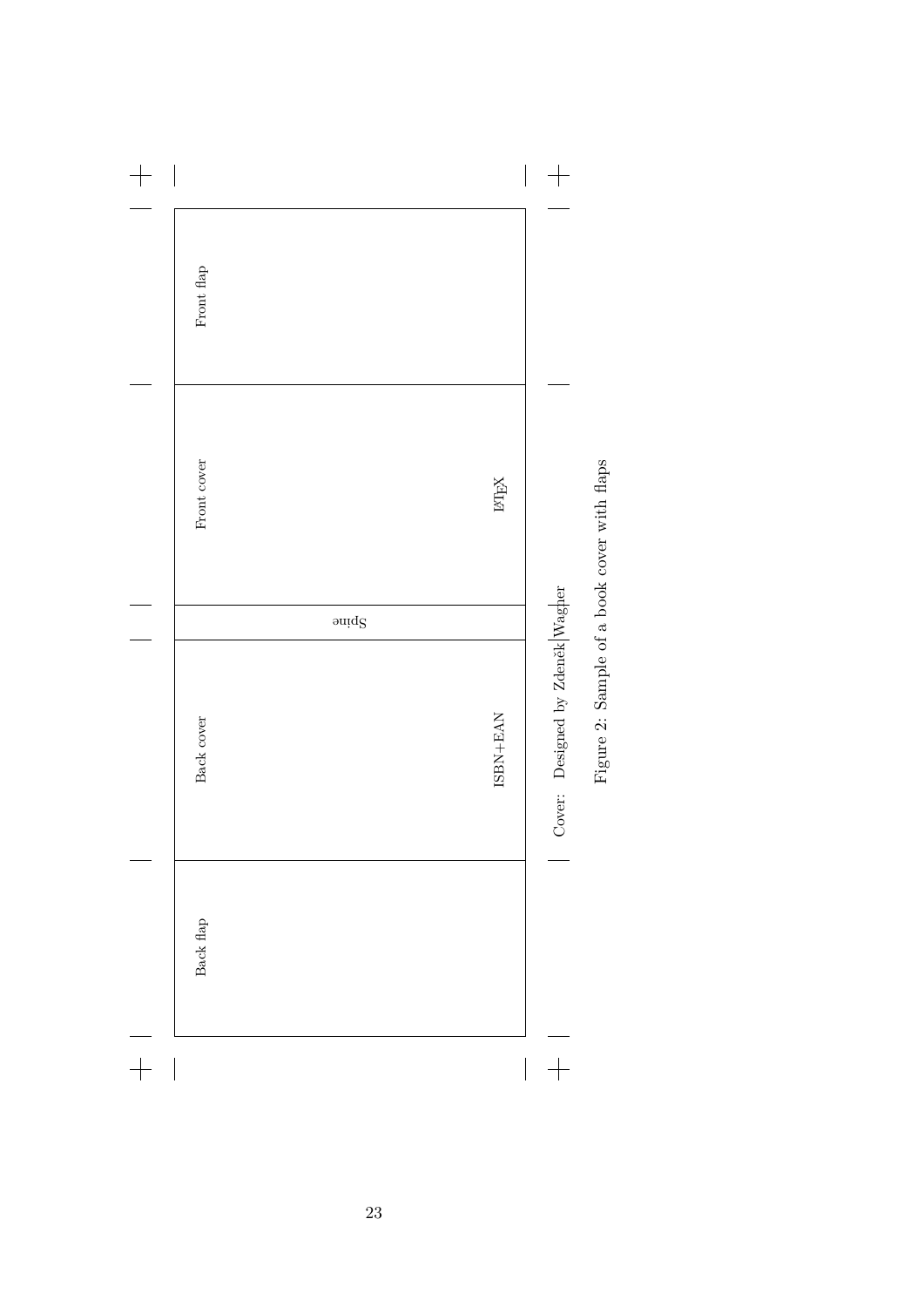Front flap

Front cover

LaTeX

Spine

Back cover

ISBN+EAN

Back flap

Cover: Designed by Zdeněk Wagner

Figure 2: Sample of a book cover with flaps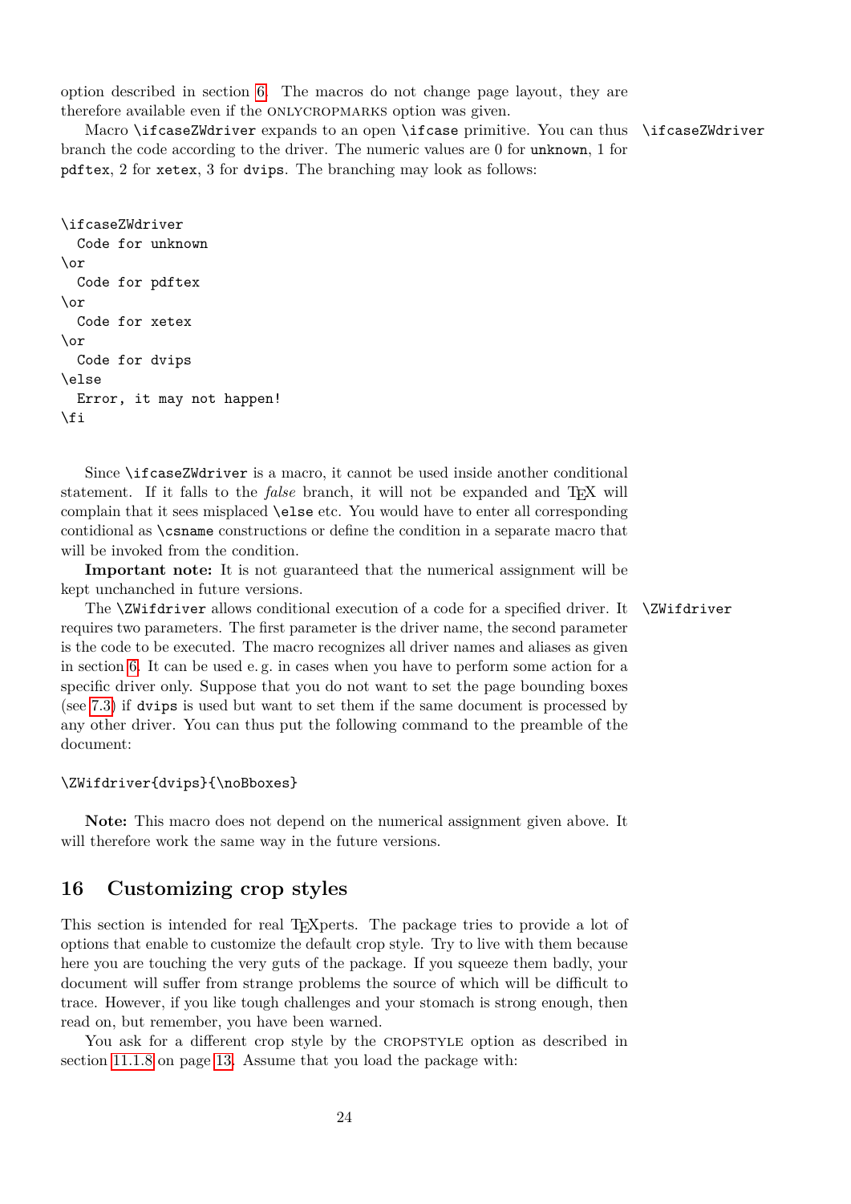option described in section 6. The macros do not change page layout, they are therefore available even if the ONLYCROPMARKS option was given.

Macro `\ifcaseZWdriver` expands to an open `\ifcase` primitive. You can thus branch the code according to the driver. The numeric values are 0 for `unknown`, 1 for `pdftex`, 2 for `xetex`, 3 for `dvips`. The branching may look as follows:

`\ifcaseZWdriver`

```
\ifcaseZWdriver
  Code for unknown
\or
  Code for pdftex
\or
  Code for xetex
\or
  Code for dvips
\else
  Error, it may not happen!
\fi
```

Since `\ifcaseZWdriver` is a macro, it cannot be used inside another conditional statement. If it falls to the *false* branch, it will not be expanded and TEX will complain that it sees misplaced `\else` etc. You would have to enter all corresponding contidional as `\csname` constructions or define the condition in a separate macro that will be invoked from the condition.

**Important note:** It is not guaranteed that the numerical assignment will be kept unchanched in future versions.

The `\ZWifdriver` allows conditional execution of a code for a specified driver. It requires two parameters. The first parameter is the driver name, the second parameter is the code to be executed. The macro recognizes all driver names and aliases as given in section 6. It can be used e. g. in cases when you have to perform some action for a specific driver only. Suppose that you do not want to set the page bounding boxes (see 7.3) if `dvips` is used but want to set them if the same document is processed by any other driver. You can thus put the following command to the preamble of the document:

`\ZWifdriver`

```
\ZWifdriver{dvips}{\noBboxes}
```

**Note:** This macro does not depend on the numerical assignment given above. It will therefore work the same way in the future versions.

## 16 Customizing crop styles

This section is intended for real TEXperts. The package tries to provide a lot of options that enable to customize the default crop style. Try to live with them because here you are touching the very guts of the package. If you squeeze them badly, your document will suffer from strange problems the source of which will be difficult to trace. However, if you like tough challenges and your stomach is strong enough, then read on, but remember, you have been warned.

You ask for a different crop style by the CROPSTYLE option as described in section 11.1.8 on page 13. Assume that you load the package with: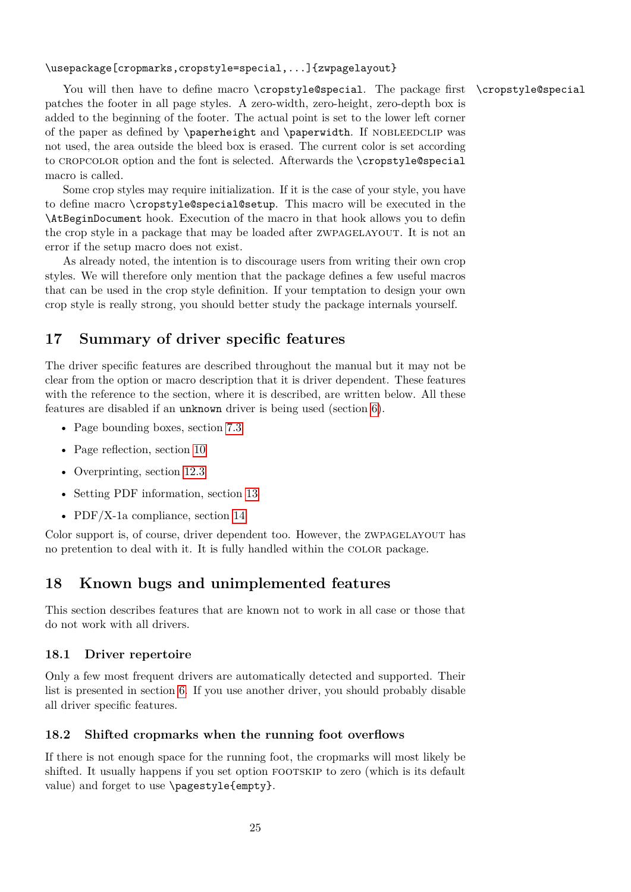```
\usepackage[cropmarks,cropstyle=special,...]{zwpagelayout}
```

You will then have to define macro `\cropstyle@special`. The package first patches the footer in all page styles. A zero-width, zero-height, zero-depth box is added to the beginning of the footer. The actual point is set to the lower left corner of the paper as defined by `\paperheight` and `\paperwidth`. If NOBLEEDCLIP was not used, the area outside the bleed box is erased. The current color is set according to CROPCOLOR option and the font is selected. Afterwards the `\cropstyle@special` macro is called.

`\cropstyle@special`

Some crop styles may require initialization. If it is the case of your style, you have to define macro `\cropstyle@special@setup`. This macro will be executed in the `\AtBeginDocument` hook. Execution of the macro in that hook allows you to defin the crop style in a package that may be loaded after ZWPAGELAYOUT. It is not an error if the setup macro does not exist.

As already noted, the intention is to discourage users from writing their own crop styles. We will therefore only mention that the package defines a few useful macros that can be used in the crop style definition. If your temptation to design your own crop style is really strong, you should better study the package internals yourself.

## 17 Summary of driver specific features

The driver specific features are described throughout the manual but it may not be clear from the option or macro description that it is driver dependent. These features with the reference to the section, where it is described, are written below. All these features are disabled if an `unknown` driver is being used (section 6).

- Page bounding boxes, section 7.3
- Page reflection, section 10
- Overprinting, section 12.3
- Setting PDF information, section 13
- PDF/X-1a compliance, section 14

Color support is, of course, driver dependent too. However, the ZWPAGELAYOUT has no pretention to deal with it. It is fully handled within the COLOR package.

## 18 Known bugs and unimplemented features

This section describes features that are known not to work in all case or those that do not work with all drivers.

### 18.1 Driver repertoire

Only a few most frequent drivers are automatically detected and supported. Their list is presented in section 6. If you use another driver, you should probably disable all driver specific features.

### 18.2 Shifted cropmarks when the running foot overflows

If there is not enough space for the running foot, the cropmarks will most likely be shifted. It usually happens if you set option FOOTSKIP to zero (which is its default value) and forget to use `\pagestyle{empty}`.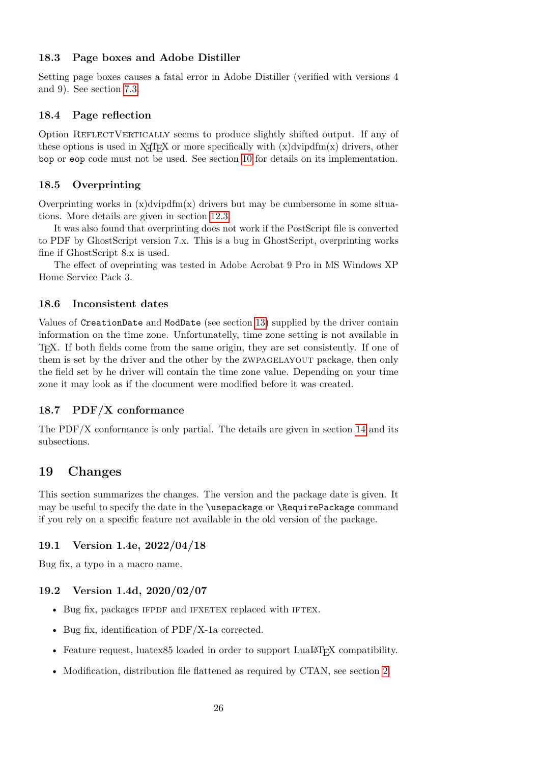### 18.3 Page boxes and Adobe Distiller

Setting page boxes causes a fatal error in Adobe Distiller (verified with versions 4 and 9). See section 7.3.

### 18.4 Page reflection

Option ReflectVertically seems to produce slightly shifted output. If any of these options is used in XeTeX or more specifically with (x)dvipdfm(x) drivers, other `bop` or `eop` code must not be used. See section 10 for details on its implementation.

### 18.5 Overprinting

Overprinting works in (x)dvipdfm(x) drivers but may be cumbersome in some situations. More details are given in section 12.3.

It was also found that overprinting does not work if the PostScript file is converted to PDF by GhostScript version 7.x. This is a bug in GhostScript, overprinting works fine if GhostScript 8.x is used.

The effect of oveprinting was tested in Adobe Acrobat 9 Pro in MS Windows XP Home Service Pack 3.

### 18.6 Inconsistent dates

Values of `CreationDate` and `ModDate` (see section 13) supplied by the driver contain information on the time zone. Unfortunatelly, time zone setting is not available in TeX. If both fields come from the same origin, they are set consistently. If one of them is set by the driver and the other by the zwpagelayout package, then only the field set by he driver will contain the time zone value. Depending on your time zone it may look as if the document were modified before it was created.

### 18.7 PDF/X conformance

The PDF/X conformance is only partial. The details are given in section 14 and its subsections.

## 19 Changes

This section summarizes the changes. The version and the package date is given. It may be useful to specify the date in the `\usepackage` or `\RequirePackage` command if you rely on a specific feature not available in the old version of the package.

### 19.1 Version 1.4e, 2022/04/18

Bug fix, a typo in a macro name.

### 19.2 Version 1.4d, 2020/02/07

- Bug fix, packages ifpdf and ifxetex replaced with iftex.
- Bug fix, identification of PDF/X-1a corrected.
- Feature request, luatex85 loaded in order to support LuaLaTeX compatibility.
- Modification, distribution file flattened as required by CTAN, see section 2.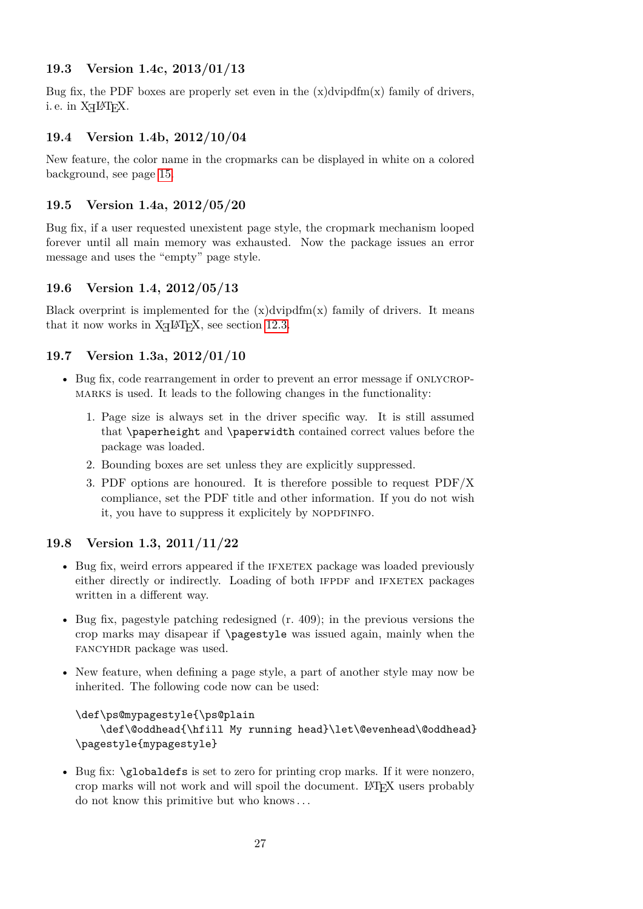### 19.3 Version 1.4c, 2013/01/13

Bug fix, the PDF boxes are properly set even in the (x)dvipdfm(x) family of drivers, i. e. in XƎLaTeX.

### 19.4 Version 1.4b, 2012/10/04

New feature, the color name in the cropmarks can be displayed in white on a colored background, see page 15.

### 19.5 Version 1.4a, 2012/05/20

Bug fix, if a user requested unexistent page style, the cropmark mechanism looped forever until all main memory was exhausted. Now the package issues an error message and uses the "empty" page style.

### 19.6 Version 1.4, 2012/05/13

Black overprint is implemented for the (x)dvipdfm(x) family of drivers. It means that it now works in XƎLaTeX, see section 12.3.

### 19.7 Version 1.3a, 2012/01/10

- Bug fix, code rearrangement in order to prevent an error message if onlycropmarks is used. It leads to the following changes in the functionality:
  1. Page size is always set in the driver specific way. It is still assumed that `\paperheight` and `\paperwidth` contained correct values before the package was loaded.
  2. Bounding boxes are set unless they are explicitly suppressed.
  3. PDF options are honoured. It is therefore possible to request PDF/X compliance, set the PDF title and other information. If you do not wish it, you have to suppress it explicitely by nopdfinfo.

### 19.8 Version 1.3, 2011/11/22

- Bug fix, weird errors appeared if the ifxetex package was loaded previously either directly or indirectly. Loading of both ifpdf and ifxetex packages written in a different way.
- Bug fix, pagestyle patching redesigned (r. 409); in the previous versions the crop marks may disapear if `\pagestyle` was issued again, mainly when the fancyhdr package was used.
- New feature, when defining a page style, a part of another style may now be inherited. The following code now can be used:

```
\def\ps@mypagestyle{\ps@plain
    \def\@oddhead{\hfill My running head}\let\@evenhead\@oddhead}
\pagestyle{mypagestyle}
```

- Bug fix: `\globaldefs` is set to zero for printing crop marks. If it were nonzero, crop marks will not work and will spoil the document. LaTeX users probably do not know this primitive but who knows. . .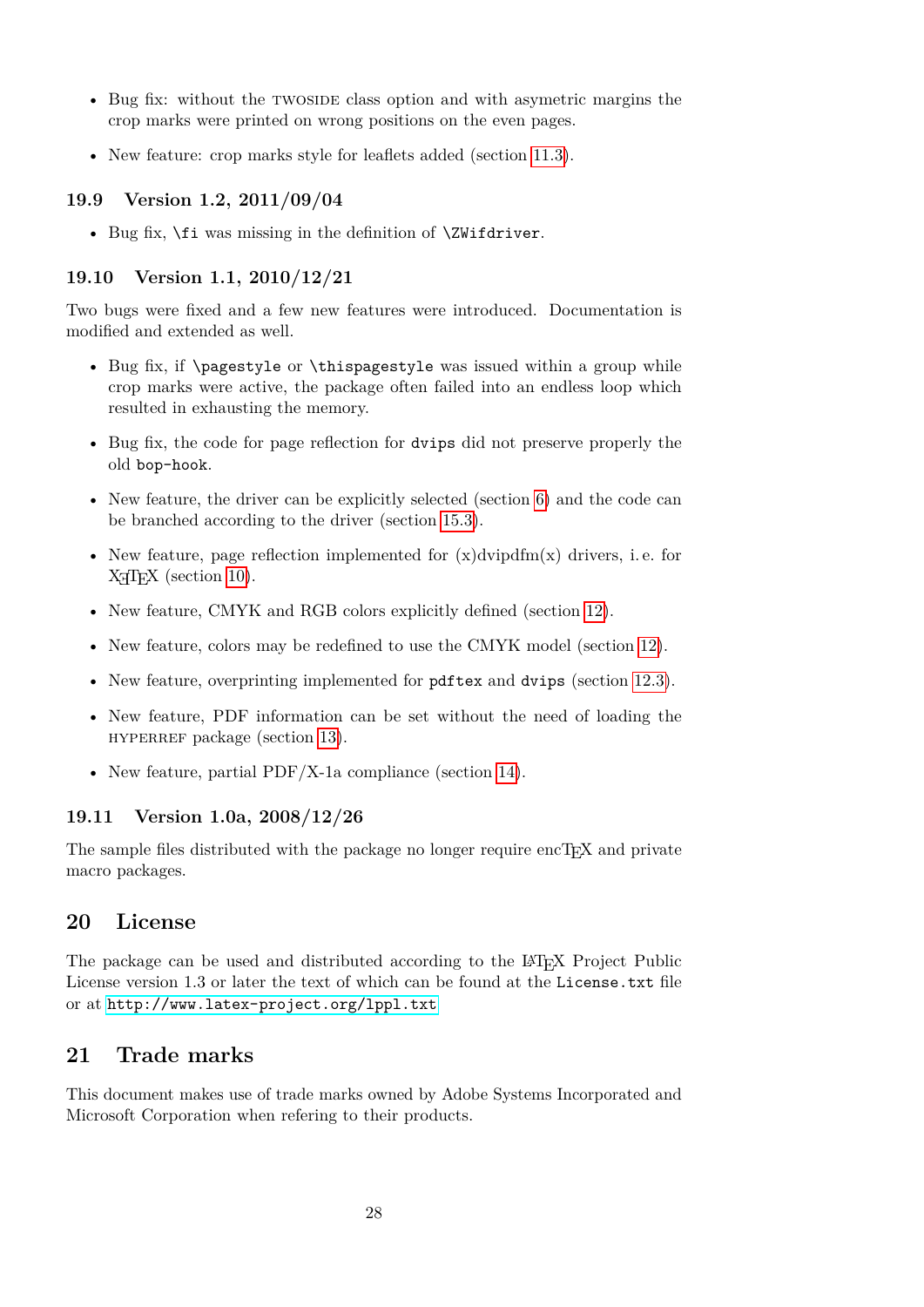- Bug fix: without the twoside class option and with asymetric margins the crop marks were printed on wrong positions on the even pages.
- New feature: crop marks style for leaflets added (section 11.3).

### 19.9 Version 1.2, 2011/09/04

- Bug fix, `\fi` was missing in the definition of `\ZWifdriver`.

### 19.10 Version 1.1, 2010/12/21

Two bugs were fixed and a few new features were introduced. Documentation is modified and extended as well.

- Bug fix, if `\pagestyle` or `\thispagestyle` was issued within a group while crop marks were active, the package often failed into an endless loop which resulted in exhausting the memory.
- Bug fix, the code for page reflection for `dvips` did not preserve properly the old `bop-hook`.
- New feature, the driver can be explicitly selected (section 6) and the code can be branched according to the driver (section 15.3).
- New feature, page reflection implemented for (x)dvipdfm(x) drivers, i. e. for XeTeX (section 10).
- New feature, CMYK and RGB colors explicitly defined (section 12).
- New feature, colors may be redefined to use the CMYK model (section 12).
- New feature, overprinting implemented for `pdftex` and `dvips` (section 12.3).
- New feature, PDF information can be set without the need of loading the hyperref package (section 13).
- New feature, partial PDF/X-1a compliance (section 14).

### 19.11 Version 1.0a, 2008/12/26

The sample files distributed with the package no longer require encTeX and private macro packages.

## 20 License

The package can be used and distributed according to the LaTeX Project Public License version 1.3 or later the text of which can be found at the `License.txt` file or at `http://www.latex-project.org/lppl.txt`

## 21 Trade marks

This document makes use of trade marks owned by Adobe Systems Incorporated and Microsoft Corporation when refering to their products.